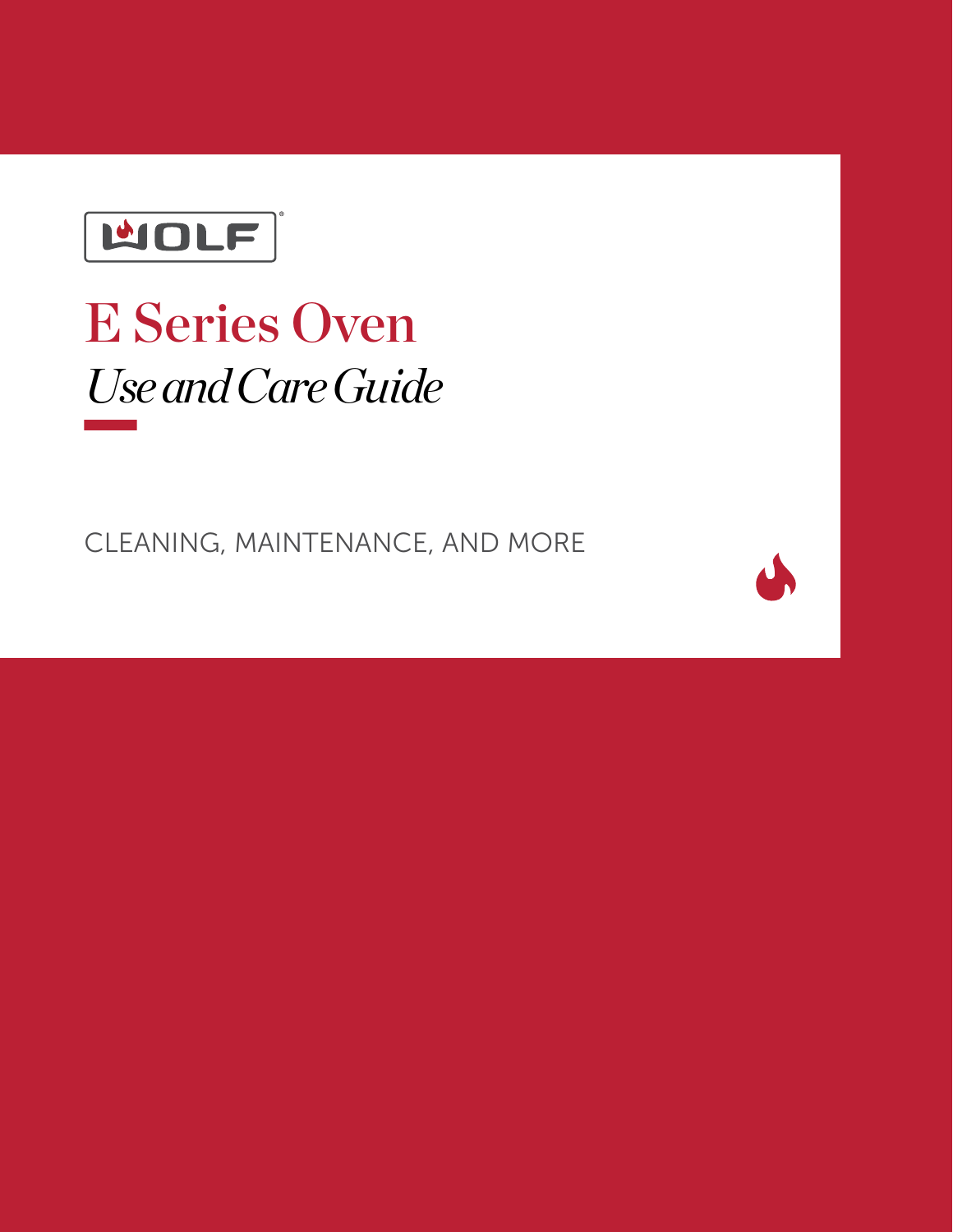WOLF

# E Series Oven

*Use and Care Guide*

CLEANING, MAINTENANCE, AND MORE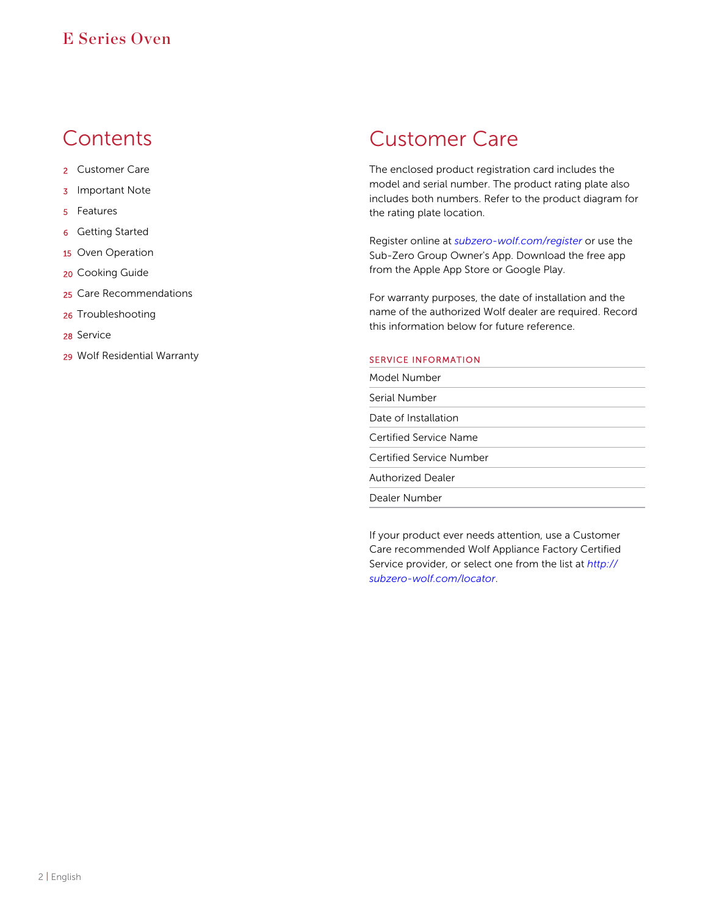# Contents

- 2 Customer Care
- 3 Important Note
- 5 Features
- 6 Getting Started
- 15 Oven Operation
- 20 Cooking Guide
- 25 Care Recommendations
- 26 Troubleshooting
- 28 Service
- 29 Wolf Residential Warranty

# Customer Care

The enclosed product registration card includes the model and serial number. The product rating plate also includes both numbers. Refer to the product diagram for the rating plate location.

Register online at *subzero-wolf.com/register* or use the Sub-Zero Group Owner's App. Download the free app from the Apple App Store or Google Play.

For warranty purposes, the date of installation and the name of the authorized Wolf dealer are required. Record this information below for future reference.

## SERVICE INFORMATION

| |
|---|
| Model Number |
| Serial Number |
| Date of Installation |
| Certified Service Name |
| Certified Service Number |
| Authorized Dealer |
| Dealer Number |

If your product ever needs attention, use a Customer Care recommended Wolf Appliance Factory Certified Service provider, or select one from the list at *http://subzero-wolf.com/locator*.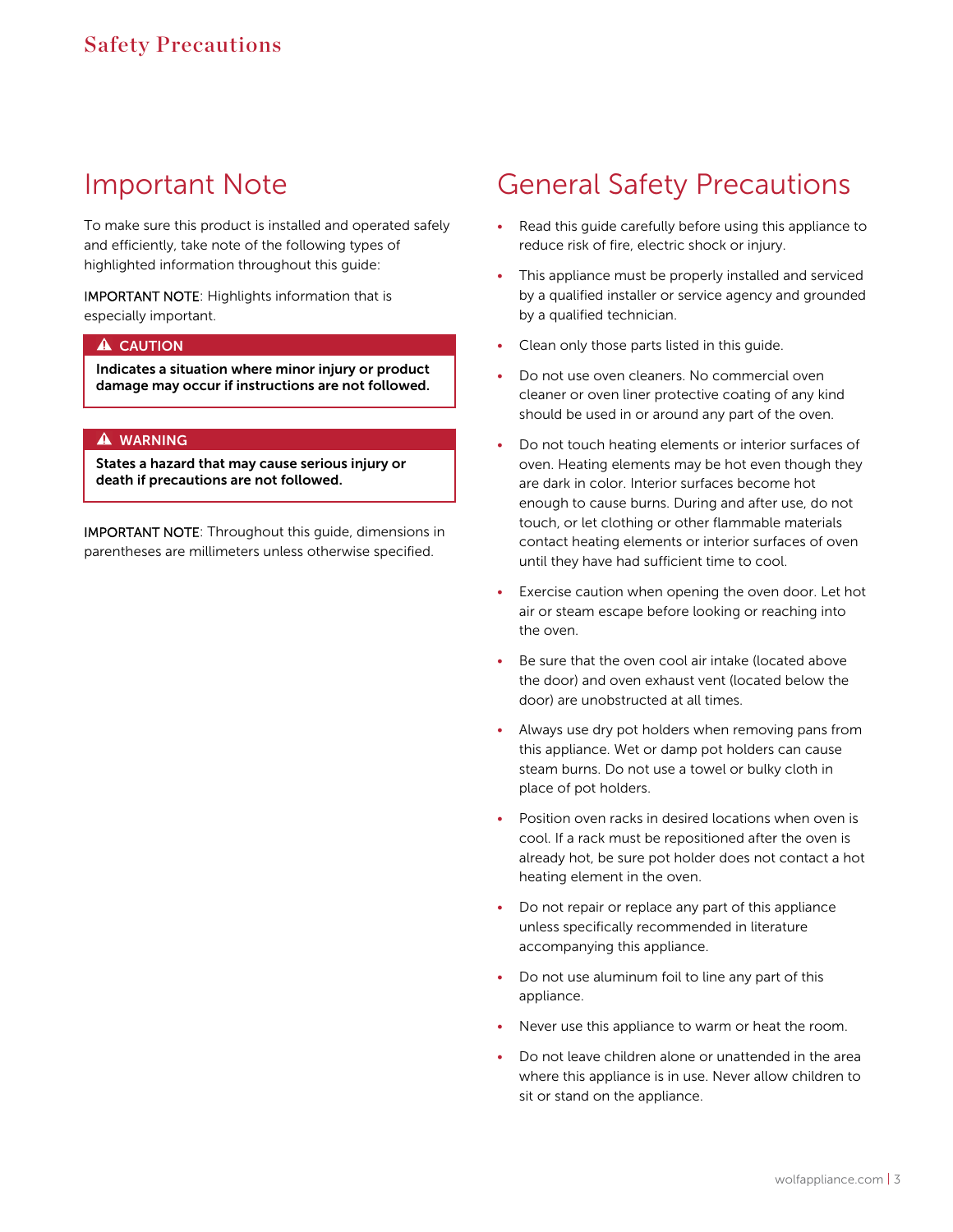## Important Note

To make sure this product is installed and operated safely and efficiently, take note of the following types of highlighted information throughout this guide:

IMPORTANT NOTE: Highlights information that is especially important.

> ⚠ **CAUTION**
>
> **Indicates a situation where minor injury or product damage may occur if instructions are not followed.**

> ⚠ **WARNING**
>
> **States a hazard that may cause serious injury or death if precautions are not followed.**

IMPORTANT NOTE: Throughout this guide, dimensions in parentheses are millimeters unless otherwise specified.

## General Safety Precautions

- Read this guide carefully before using this appliance to reduce risk of fire, electric shock or injury.
- This appliance must be properly installed and serviced by a qualified installer or service agency and grounded by a qualified technician.
- Clean only those parts listed in this guide.
- Do not use oven cleaners. No commercial oven cleaner or oven liner protective coating of any kind should be used in or around any part of the oven.
- Do not touch heating elements or interior surfaces of oven. Heating elements may be hot even though they are dark in color. Interior surfaces become hot enough to cause burns. During and after use, do not touch, or let clothing or other flammable materials contact heating elements or interior surfaces of oven until they have had sufficient time to cool.
- Exercise caution when opening the oven door. Let hot air or steam escape before looking or reaching into the oven.
- Be sure that the oven cool air intake (located above the door) and oven exhaust vent (located below the door) are unobstructed at all times.
- Always use dry pot holders when removing pans from this appliance. Wet or damp pot holders can cause steam burns. Do not use a towel or bulky cloth in place of pot holders.
- Position oven racks in desired locations when oven is cool. If a rack must be repositioned after the oven is already hot, be sure pot holder does not contact a hot heating element in the oven.
- Do not repair or replace any part of this appliance unless specifically recommended in literature accompanying this appliance.
- Do not use aluminum foil to line any part of this appliance.
- Never use this appliance to warm or heat the room.
- Do not leave children alone or unattended in the area where this appliance is in use. Never allow children to sit or stand on the appliance.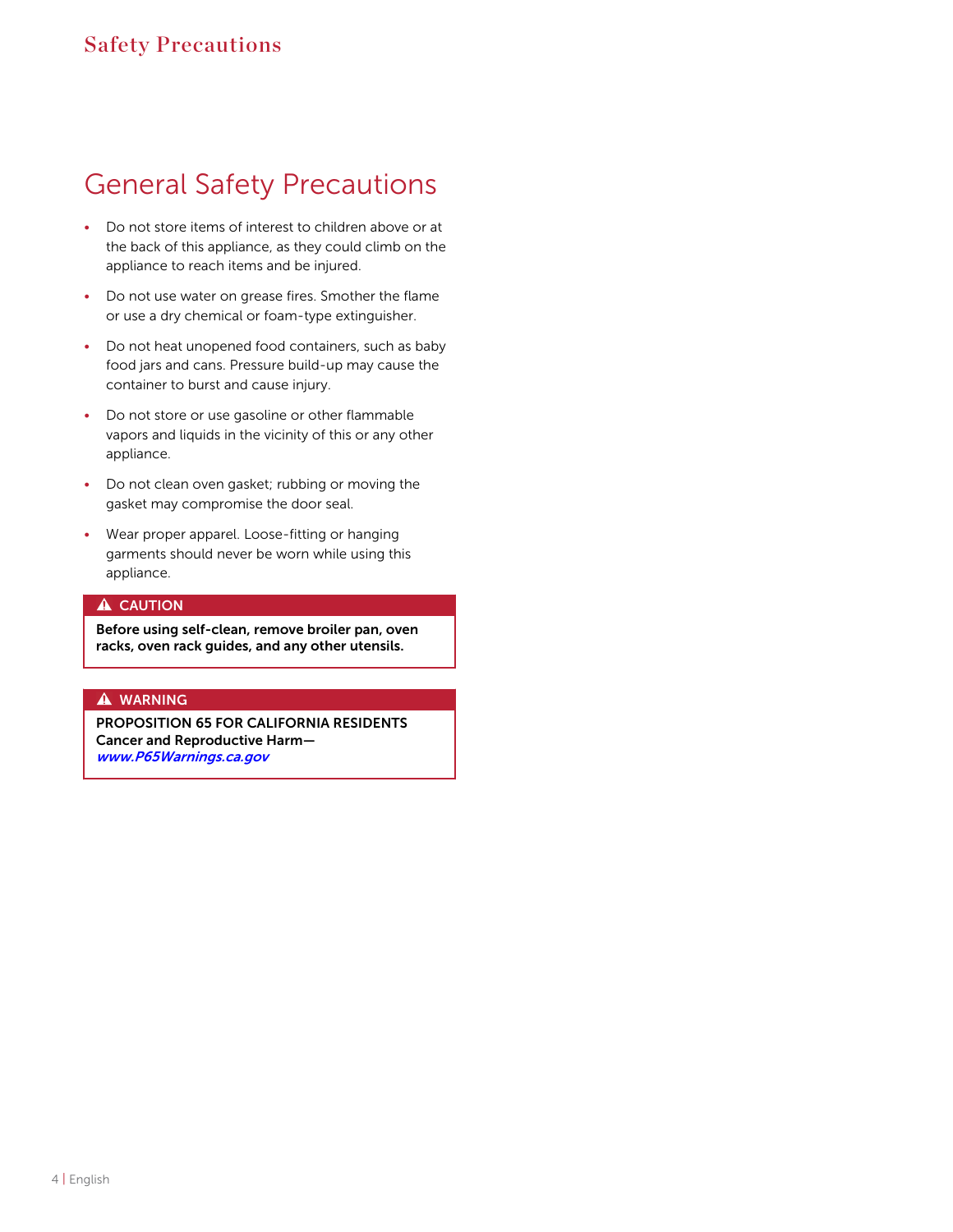## General Safety Precautions

- Do not store items of interest to children above or at the back of this appliance, as they could climb on the appliance to reach items and be injured.
- Do not use water on grease fires. Smother the flame or use a dry chemical or foam-type extinguisher.
- Do not heat unopened food containers, such as baby food jars and cans. Pressure build-up may cause the container to burst and cause injury.
- Do not store or use gasoline or other flammable vapors and liquids in the vicinity of this or any other appliance.
- Do not clean oven gasket; rubbing or moving the gasket may compromise the door seal.
- Wear proper apparel. Loose-fitting or hanging garments should never be worn while using this appliance.

> ⚠ **CAUTION**
>
> **Before using self-clean, remove broiler pan, oven racks, oven rack guides, and any other utensils.**

> ⚠ **WARNING**
>
> **PROPOSITION 65 FOR CALIFORNIA RESIDENTS**
> **Cancer and Reproductive Harm—**
> ***www.P65Warnings.ca.gov***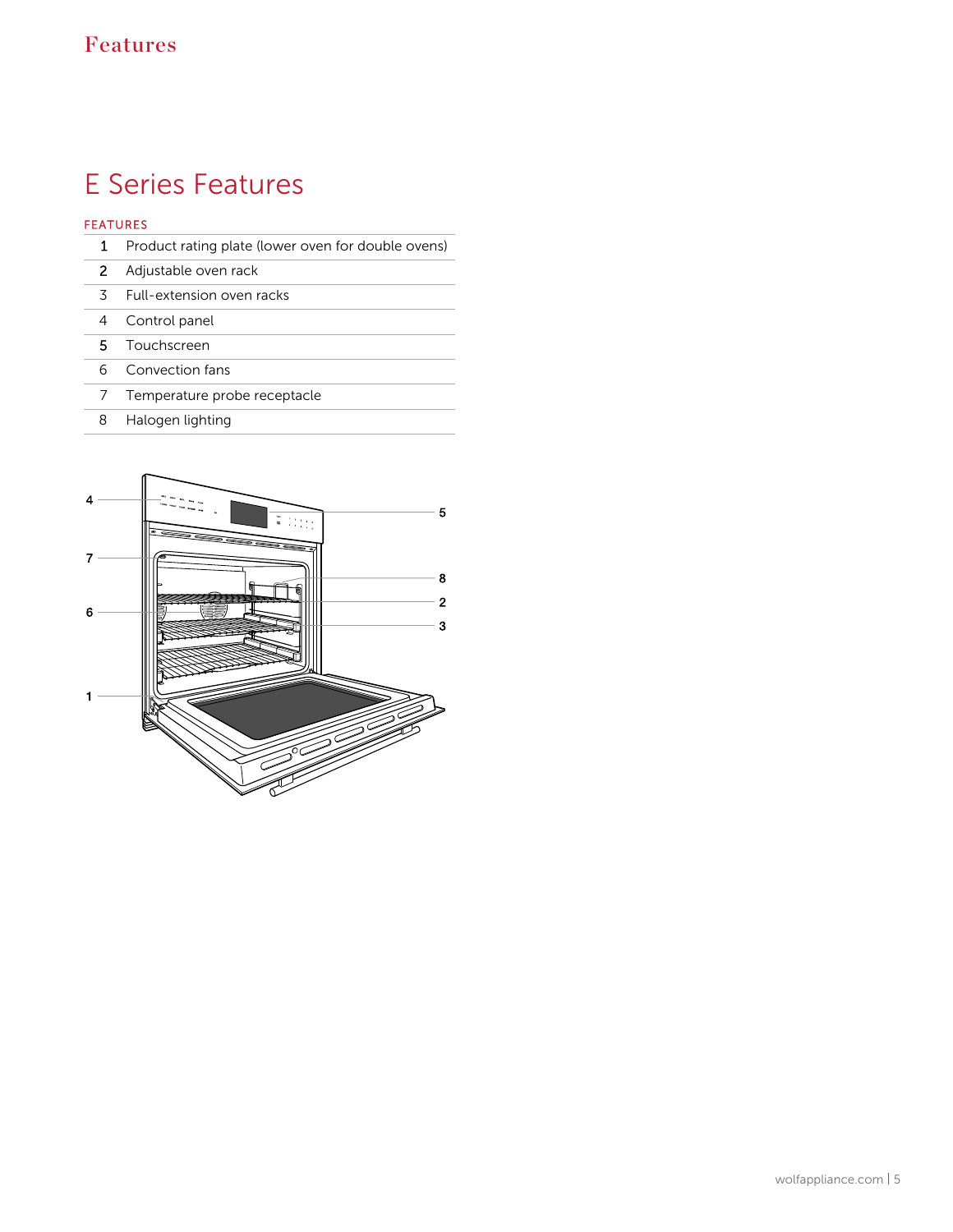# E Series Features

FEATURES

| | |
|---|---|
| 1 | Product rating plate (lower oven for double ovens) |
| 2 | Adjustable oven rack |
| 3 | Full-extension oven racks |
| 4 | Control panel |
| 5 | Touchscreen |
| 6 | Convection fans |
| 7 | Temperature probe receptacle |
| 8 | Halogen lighting |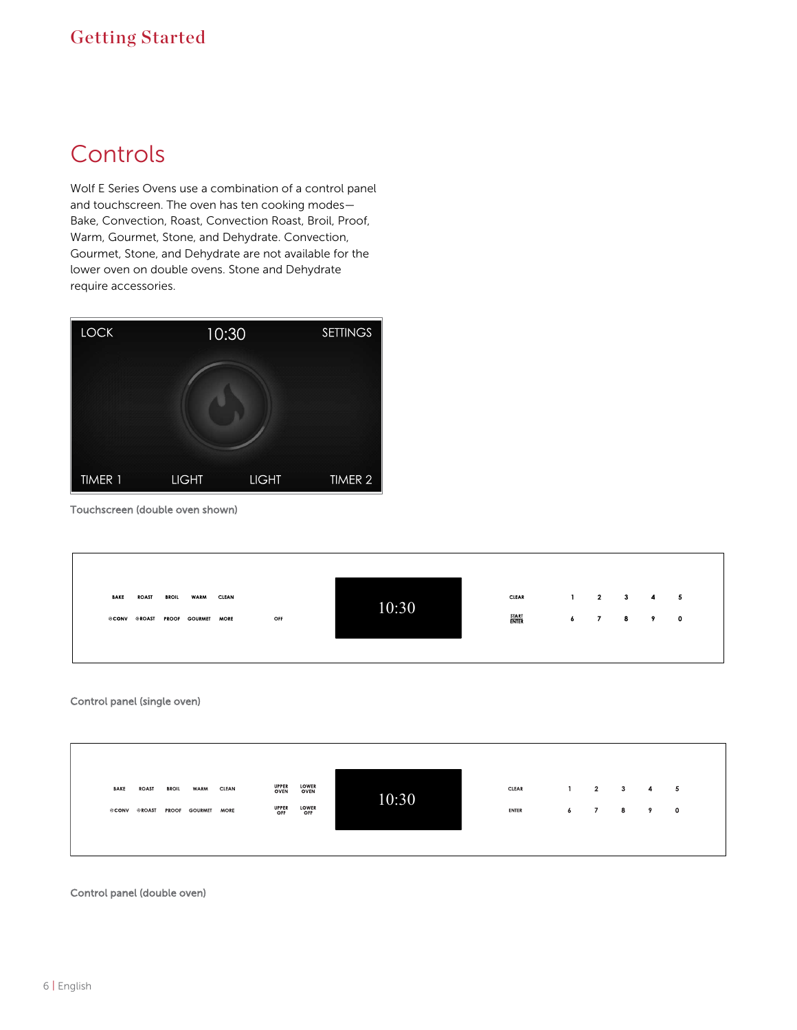## Getting Started

# Controls

Wolf E Series Ovens use a combination of a control panel and touchscreen. The oven has ten cooking modes—Bake, Convection, Roast, Convection Roast, Broil, Proof, Warm, Gourmet, Stone, and Dehydrate. Convection, Gourmet, Stone, and Dehydrate are not available for the lower oven on double ovens. Stone and Dehydrate require accessories.

LOCK 10:30 SETTINGS

TIMER 1 LIGHT LIGHT TIMER 2

Touchscreen (double oven shown)

BAKE ROAST BROIL WARM CLEAN 10:30 CLEAR 1 2 3 4 5

CONV ROAST PROOF GOURMET MORE OFF START ENTER 6 7 8 9 0

Control panel (single oven)

BAKE ROAST BROIL WARM CLEAN UPPER OVEN LOWER OVEN 10:30 CLEAR 1 2 3 4 5

CONV ROAST PROOF GOURMET MORE UPPER OFF LOWER OFF ENTER 6 7 8 9 0

Control panel (double oven)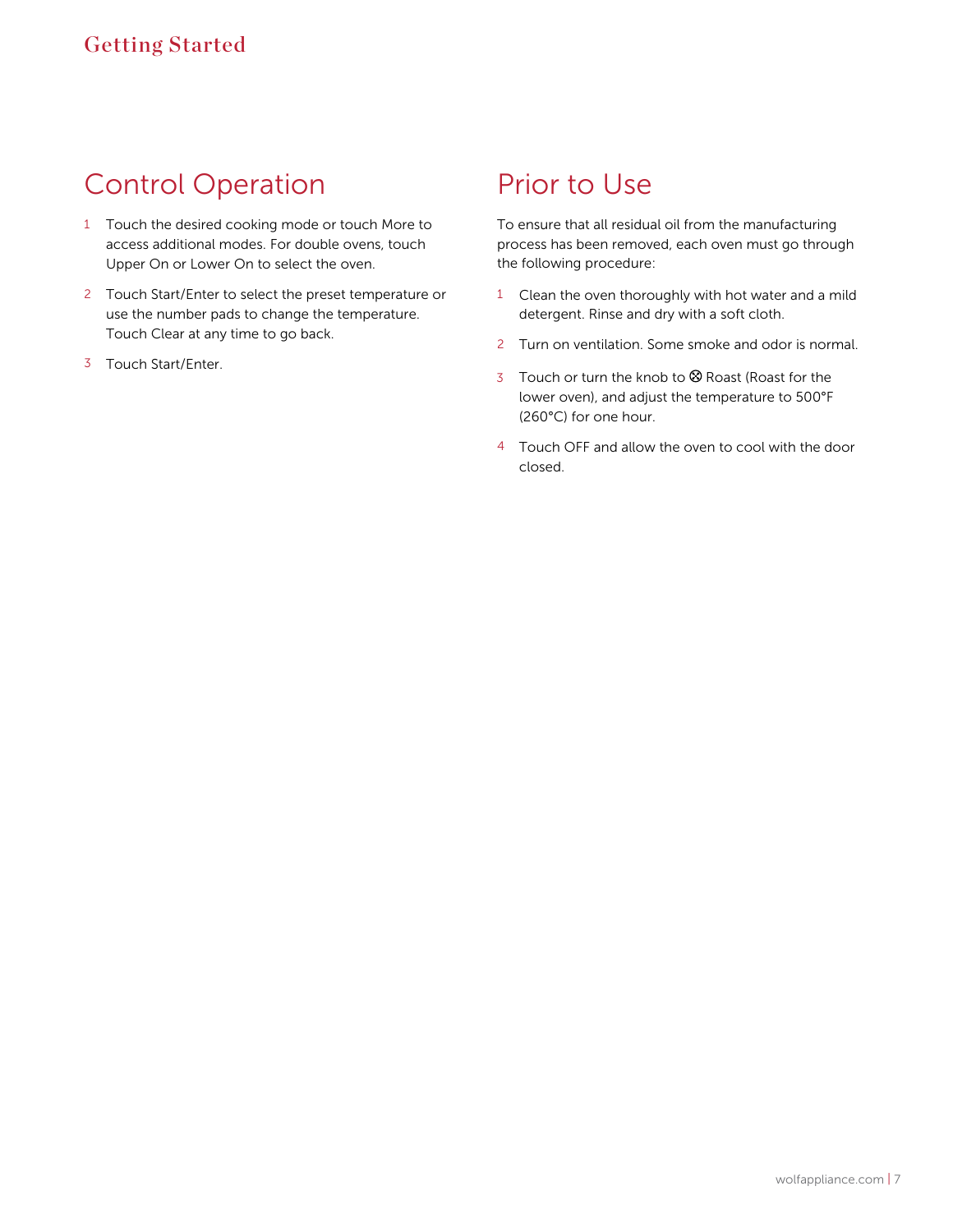# Getting Started

## Control Operation

1. Touch the desired cooking mode or touch More to access additional modes. For double ovens, touch Upper On or Lower On to select the oven.
2. Touch Start/Enter to select the preset temperature or use the number pads to change the temperature. Touch Clear at any time to go back.
3. Touch Start/Enter.

## Prior to Use

To ensure that all residual oil from the manufacturing process has been removed, each oven must go through the following procedure:

1. Clean the oven thoroughly with hot water and a mild detergent. Rinse and dry with a soft cloth.
2. Turn on ventilation. Some smoke and odor is normal.
3. Touch or turn the knob to ⊗ Roast (Roast for the lower oven), and adjust the temperature to 500°F (260°C) for one hour.
4. Touch OFF and allow the oven to cool with the door closed.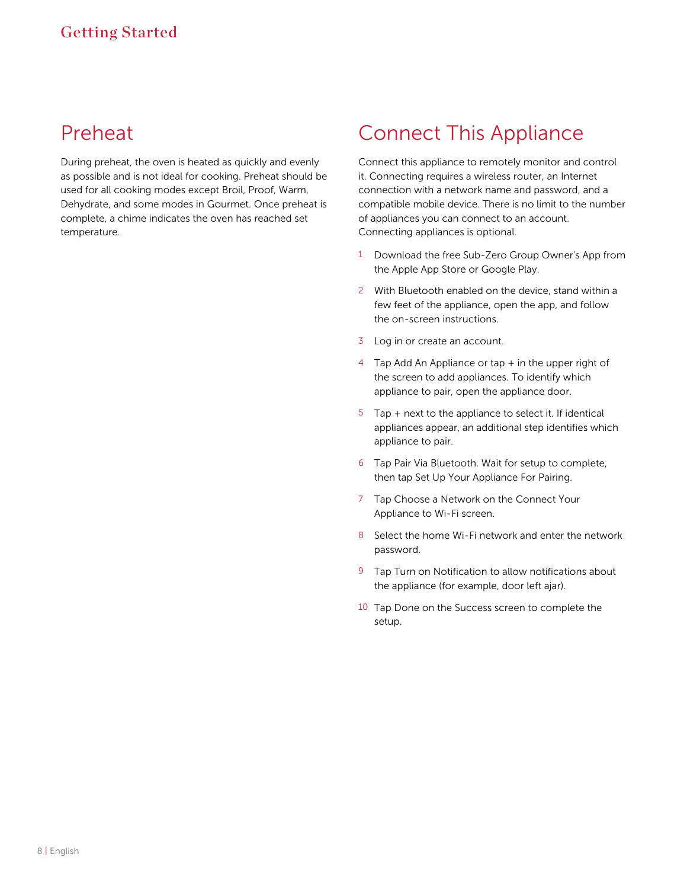## Preheat

During preheat, the oven is heated as quickly and evenly as possible and is not ideal for cooking. Preheat should be used for all cooking modes except Broil, Proof, Warm, Dehydrate, and some modes in Gourmet. Once preheat is complete, a chime indicates the oven has reached set temperature.

## Connect This Appliance

Connect this appliance to remotely monitor and control it. Connecting requires a wireless router, an Internet connection with a network name and password, and a compatible mobile device. There is no limit to the number of appliances you can connect to an account. Connecting appliances is optional.

1. Download the free Sub-Zero Group Owner's App from the Apple App Store or Google Play.
2. With Bluetooth enabled on the device, stand within a few feet of the appliance, open the app, and follow the on-screen instructions.
3. Log in or create an account.
4. Tap Add An Appliance or tap + in the upper right of the screen to add appliances. To identify which appliance to pair, open the appliance door.
5. Tap + next to the appliance to select it. If identical appliances appear, an additional step identifies which appliance to pair.
6. Tap Pair Via Bluetooth. Wait for setup to complete, then tap Set Up Your Appliance For Pairing.
7. Tap Choose a Network on the Connect Your Appliance to Wi-Fi screen.
8. Select the home Wi-Fi network and enter the network password.
9. Tap Turn on Notification to allow notifications about the appliance (for example, door left ajar).
10. Tap Done on the Success screen to complete the setup.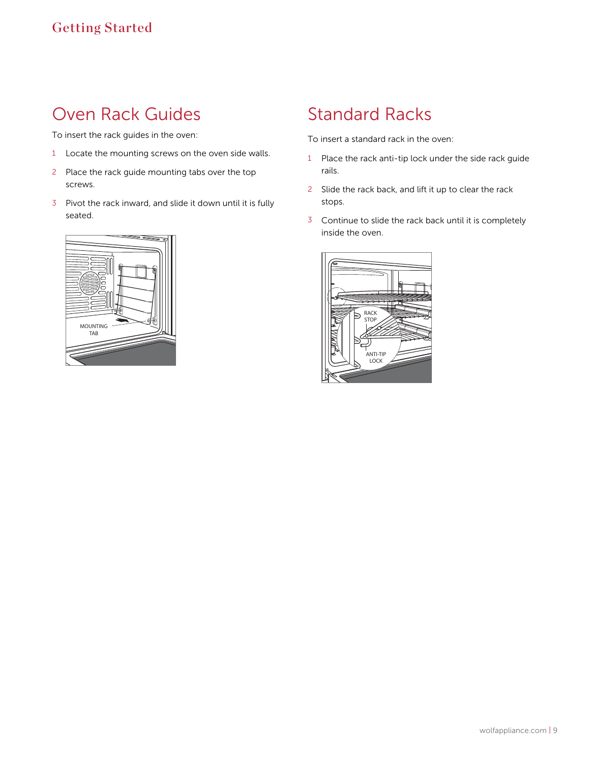# Getting Started

## Oven Rack Guides

To insert the rack guides in the oven:

1. Locate the mounting screws on the oven side walls.
2. Place the rack guide mounting tabs over the top screws.
3. Pivot the rack inward, and slide it down until it is fully seated.

MOUNTING TAB

## Standard Racks

To insert a standard rack in the oven:

1. Place the rack anti-tip lock under the side rack guide rails.
2. Slide the rack back, and lift it up to clear the rack stops.
3. Continue to slide the rack back until it is completely inside the oven.

RACK STOP

ANTI-TIP LOCK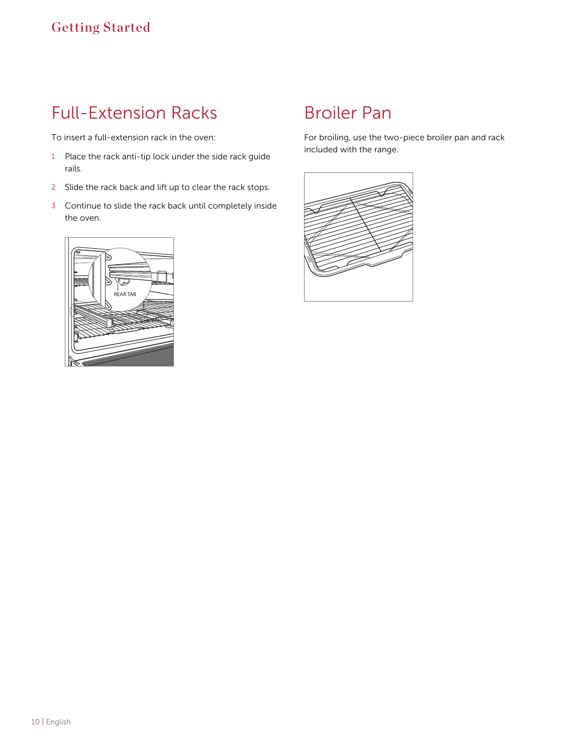## Full-Extension Racks

To insert a full-extension rack in the oven:

1. Place the rack anti-tip lock under the side rack guide rails.
2. Slide the rack back and lift up to clear the rack stops.
3. Continue to slide the rack back until completely inside the oven.

## Broiler Pan

For broiling, use the two-piece broiler pan and rack included with the range.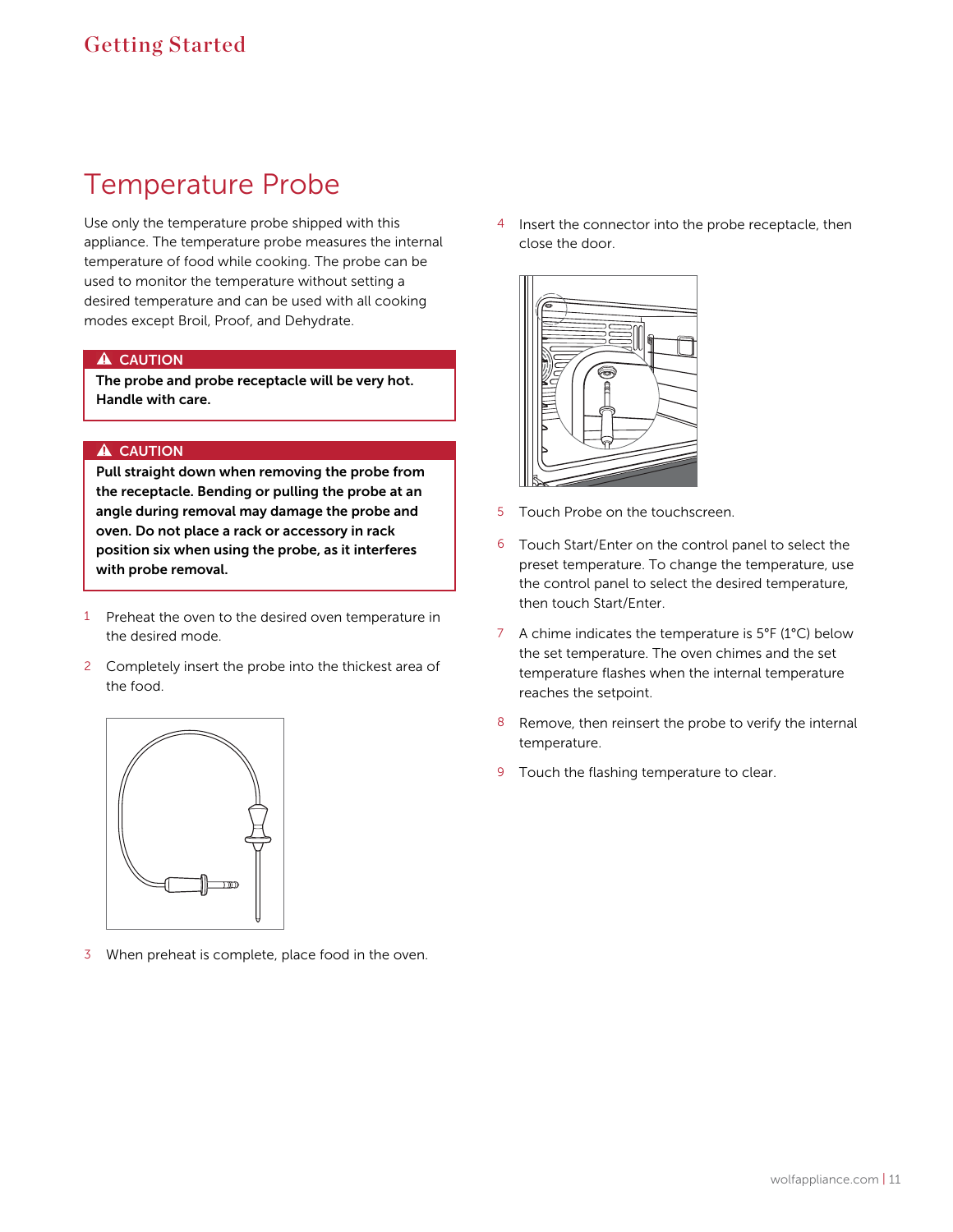# Temperature Probe

Use only the temperature probe shipped with this appliance. The temperature probe measures the internal temperature of food while cooking. The probe can be used to monitor the temperature without setting a desired temperature and can be used with all cooking modes except Broil, Proof, and Dehydrate.

> **⚠ CAUTION**
>
> **The probe and probe receptacle will be very hot. Handle with care.**

> **⚠ CAUTION**
>
> **Pull straight down when removing the probe from the receptacle. Bending or pulling the probe at an angle during removal may damage the probe and oven. Do not place a rack or accessory in rack position six when using the probe, as it interferes with probe removal.**

1. Preheat the oven to the desired oven temperature in the desired mode.
2. Completely insert the probe into the thickest area of the food.
3. When preheat is complete, place food in the oven.
4. Insert the connector into the probe receptacle, then close the door.
5. Touch Probe on the touchscreen.
6. Touch Start/Enter on the control panel to select the preset temperature. To change the temperature, use the control panel to select the desired temperature, then touch Start/Enter.
7. A chime indicates the temperature is 5°F (1°C) below the set temperature. The oven chimes and the set temperature flashes when the internal temperature reaches the setpoint.
8. Remove, then reinsert the probe to verify the internal temperature.
9. Touch the flashing temperature to clear.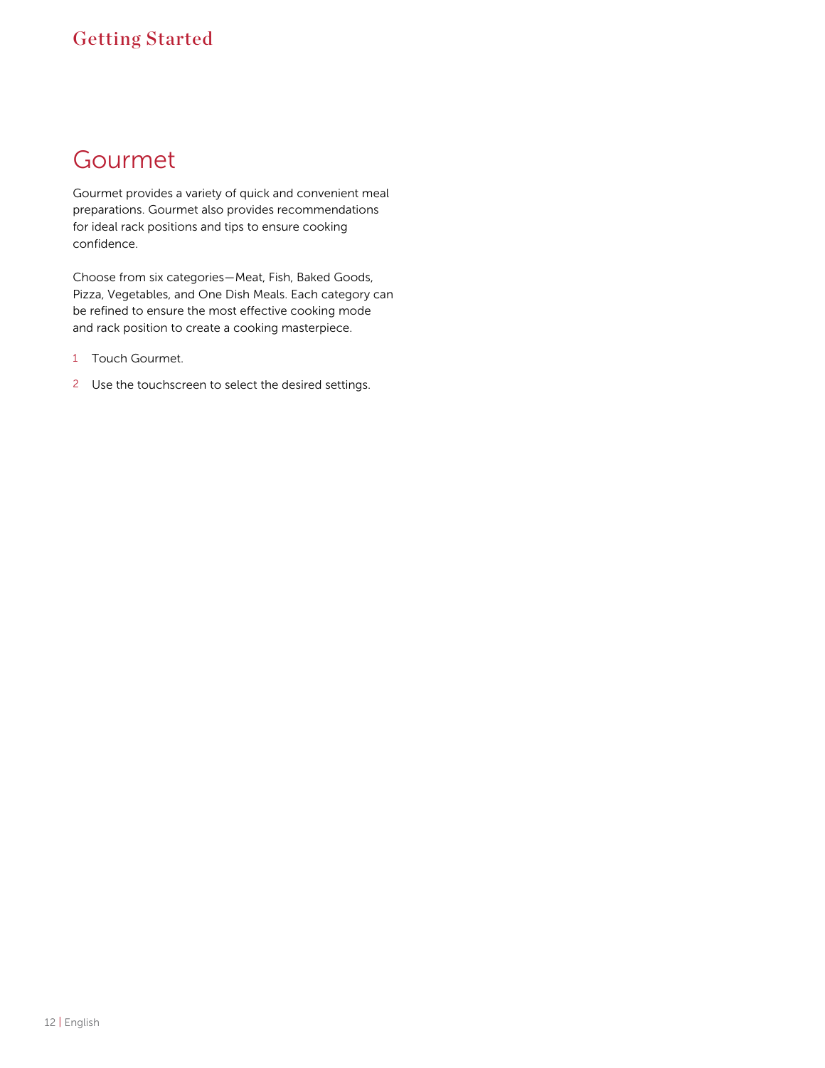# Gourmet

Gourmet provides a variety of quick and convenient meal preparations. Gourmet also provides recommendations for ideal rack positions and tips to ensure cooking confidence.

Choose from six categories—Meat, Fish, Baked Goods, Pizza, Vegetables, and One Dish Meals. Each category can be refined to ensure the most effective cooking mode and rack position to create a cooking masterpiece.

1. Touch Gourmet.
2. Use the touchscreen to select the desired settings.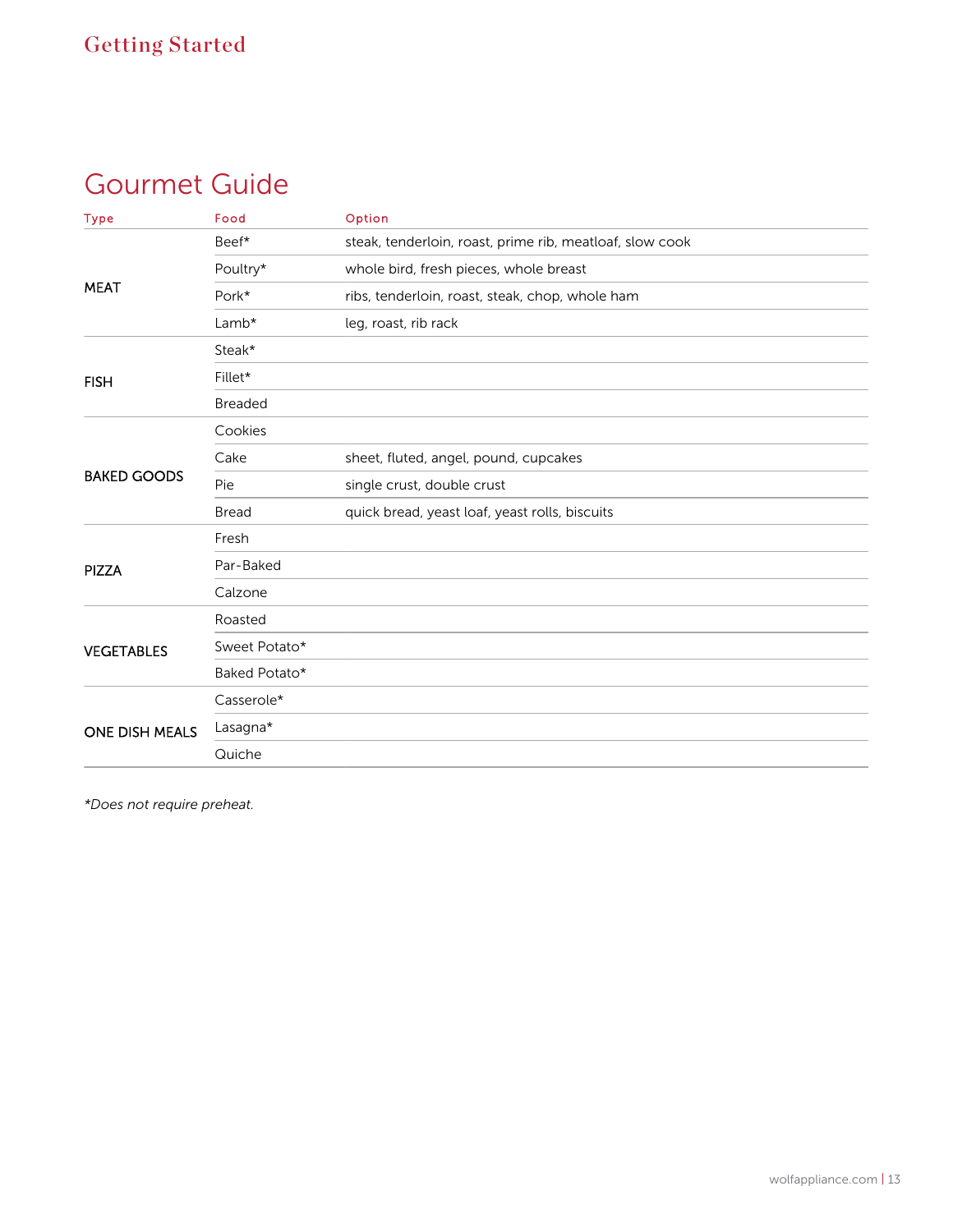## Gourmet Guide

| Type | Food | Option |
| --- | --- | --- |
| MEAT | Beef* | steak, tenderloin, roast, prime rib, meatloaf, slow cook |
| | Poultry* | whole bird, fresh pieces, whole breast |
| | Pork* | ribs, tenderloin, roast, steak, chop, whole ham |
| | Lamb* | leg, roast, rib rack |
| FISH | Steak* | |
| | Fillet* | |
| | Breaded | |
| BAKED GOODS | Cookies | |
| | Cake | sheet, fluted, angel, pound, cupcakes |
| | Pie | single crust, double crust |
| | Bread | quick bread, yeast loaf, yeast rolls, biscuits |
| PIZZA | Fresh | |
| | Par-Baked | |
| | Calzone | |
| VEGETABLES | Roasted | |
| | Sweet Potato* | |
| | Baked Potato* | |
| ONE DISH MEALS | Casserole* | |
| | Lasagna* | |
| | Quiche | |

*\*Does not require preheat.*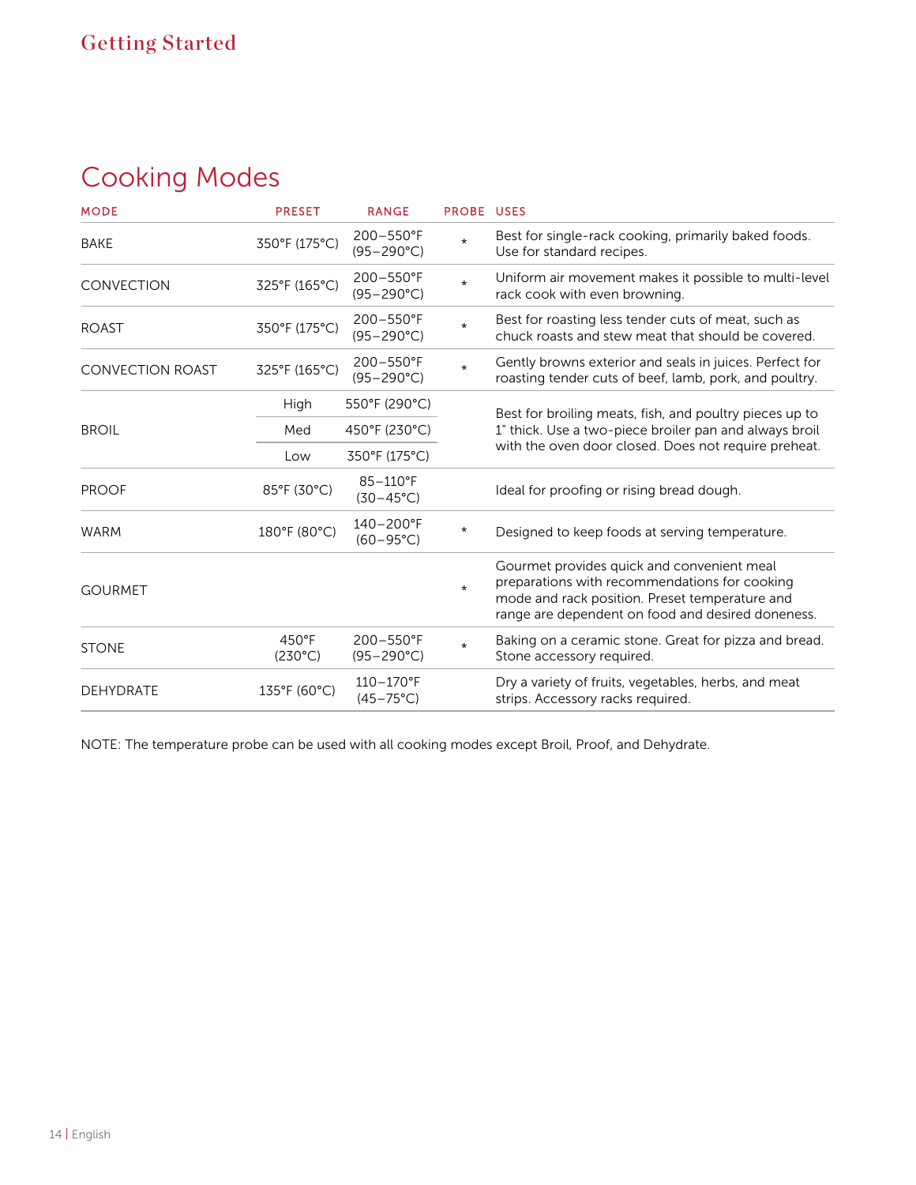# Getting Started

## Cooking Modes

| MODE | PRESET | RANGE | PROBE | USES |
|---|---|---|---|---|
| BAKE | 350°F (175°C) | 200–550°F (95–290°C) | * | Best for single-rack cooking, primarily baked foods. Use for standard recipes. |
| CONVECTION | 325°F (165°C) | 200–550°F (95–290°C) | * | Uniform air movement makes it possible to multi-level rack cook with even browning. |
| ROAST | 350°F (175°C) | 200–550°F (95–290°C) | * | Best for roasting less tender cuts of meat, such as chuck roasts and stew meat that should be covered. |
| CONVECTION ROAST | 325°F (165°C) | 200–550°F (95–290°C) | * | Gently browns exterior and seals in juices. Perfect for roasting tender cuts of beef, lamb, pork, and poultry. |
| BROIL | High | 550°F (290°C) | | Best for broiling meats, fish, and poultry pieces up to 1" thick. Use a two-piece broiler pan and always broil with the oven door closed. Does not require preheat. |
| | Med | 450°F (230°C) | | |
| | Low | 350°F (175°C) | | |
| PROOF | 85°F (30°C) | 85–110°F (30–45°C) | | Ideal for proofing or rising bread dough. |
| WARM | 180°F (80°C) | 140–200°F (60–95°C) | * | Designed to keep foods at serving temperature. |
| GOURMET | | | * | Gourmet provides quick and convenient meal preparations with recommendations for cooking mode and rack position. Preset temperature and range are dependent on food and desired doneness. |
| STONE | 450°F (230°C) | 200–550°F (95–290°C) | * | Baking on a ceramic stone. Great for pizza and bread. Stone accessory required. |
| DEHYDRATE | 135°F (60°C) | 110–170°F (45–75°C) | | Dry a variety of fruits, vegetables, herbs, and meat strips. Accessory racks required. |

NOTE: The temperature probe can be used with all cooking modes except Broil, Proof, and Dehydrate.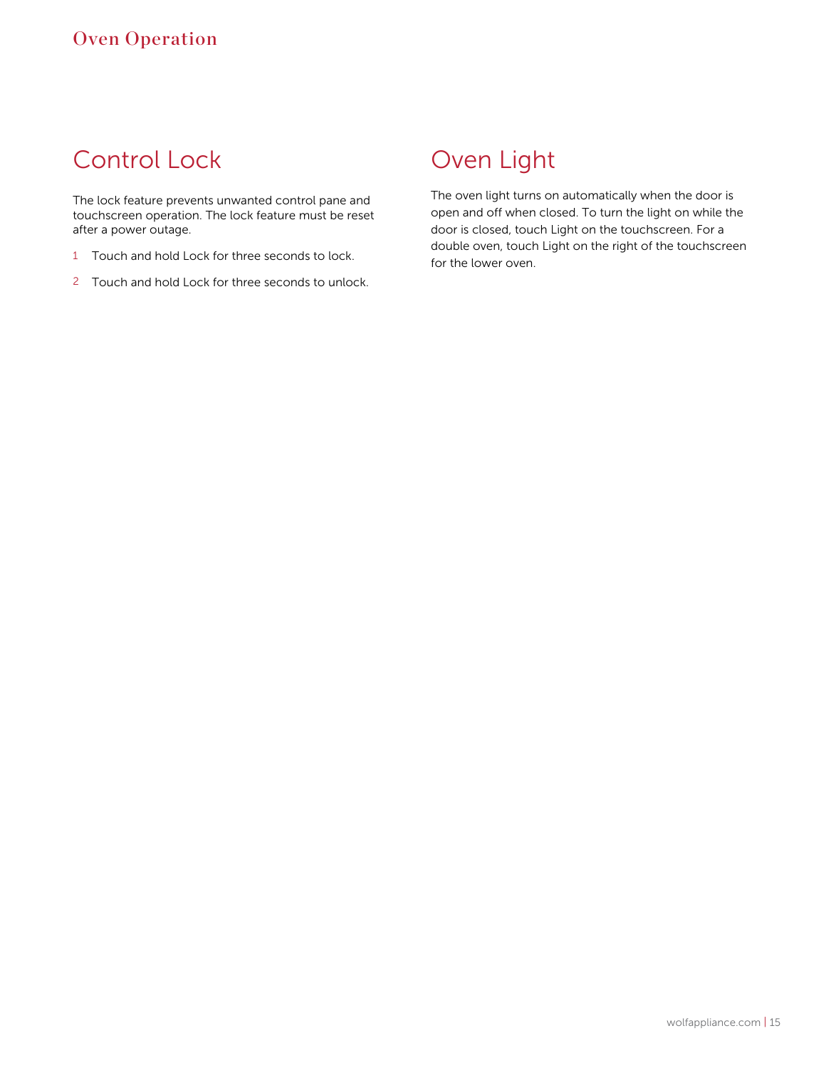## Control Lock

The lock feature prevents unwanted control pane and touchscreen operation. The lock feature must be reset after a power outage.

1. Touch and hold Lock for three seconds to lock.
2. Touch and hold Lock for three seconds to unlock.

## Oven Light

The oven light turns on automatically when the door is open and off when closed. To turn the light on while the door is closed, touch Light on the touchscreen. For a double oven, touch Light on the right of the touchscreen for the lower oven.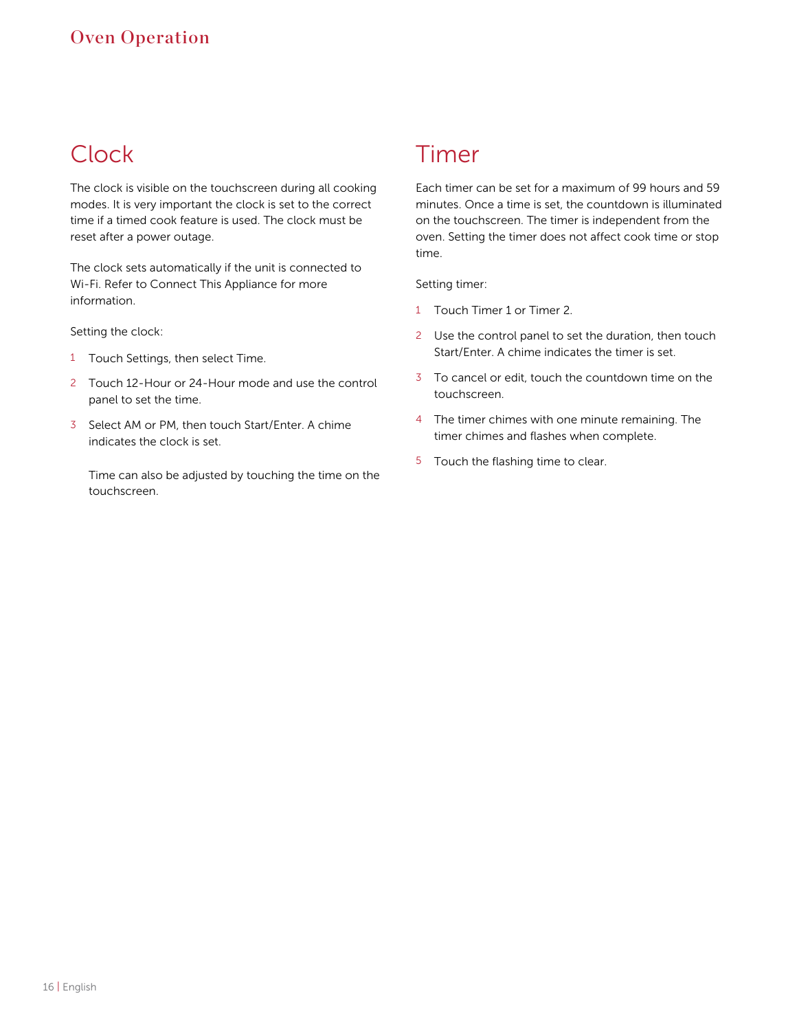# Oven Operation

## Clock

The clock is visible on the touchscreen during all cooking modes. It is very important the clock is set to the correct time if a timed cook feature is used. The clock must be reset after a power outage.

The clock sets automatically if the unit is connected to Wi-Fi. Refer to Connect This Appliance for more information.

Setting the clock:

1. Touch Settings, then select Time.
2. Touch 12-Hour or 24-Hour mode and use the control panel to set the time.
3. Select AM or PM, then touch Start/Enter. A chime indicates the clock is set.

   Time can also be adjusted by touching the time on the touchscreen.

## Timer

Each timer can be set for a maximum of 99 hours and 59 minutes. Once a time is set, the countdown is illuminated on the touchscreen. The timer is independent from the oven. Setting the timer does not affect cook time or stop time.

Setting timer:

1. Touch Timer 1 or Timer 2.
2. Use the control panel to set the duration, then touch Start/Enter. A chime indicates the timer is set.
3. To cancel or edit, touch the countdown time on the touchscreen.
4. The timer chimes with one minute remaining. The timer chimes and flashes when complete.
5. Touch the flashing time to clear.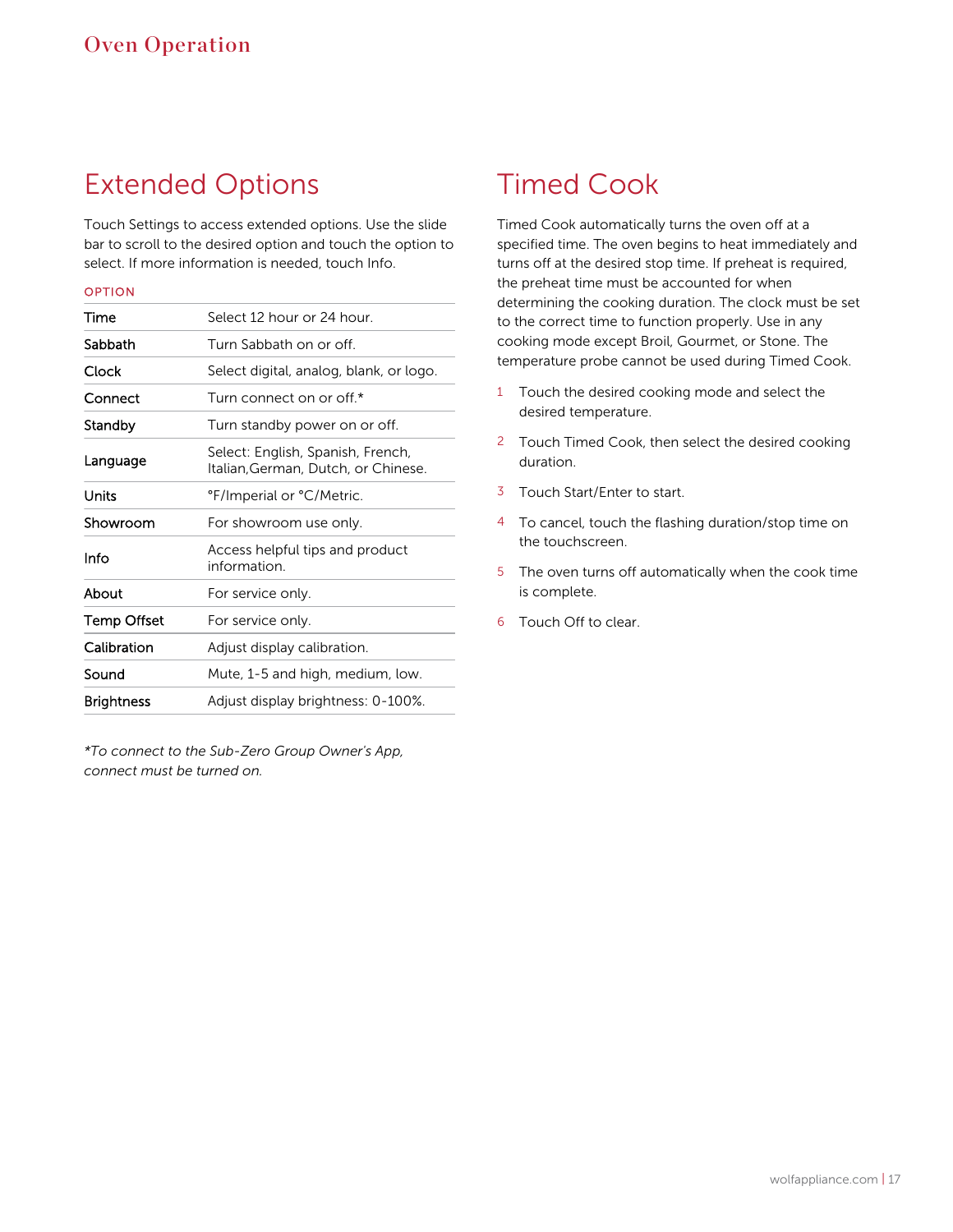# Oven Operation

## Extended Options

Touch Settings to access extended options. Use the slide bar to scroll to the desired option and touch the option to select. If more information is needed, touch Info.

| OPTION | |
|---|---|
| Time | Select 12 hour or 24 hour. |
| Sabbath | Turn Sabbath on or off. |
| Clock | Select digital, analog, blank, or logo. |
| Connect | Turn connect on or off.* |
| Standby | Turn standby power on or off. |
| Language | Select: English, Spanish, French, Italian,German, Dutch, or Chinese. |
| Units | °F/Imperial or °C/Metric. |
| Showroom | For showroom use only. |
| Info | Access helpful tips and product information. |
| About | For service only. |
| Temp Offset | For service only. |
| Calibration | Adjust display calibration. |
| Sound | Mute, 1-5 and high, medium, low. |
| Brightness | Adjust display brightness: 0-100%. |

*To connect to the Sub-Zero Group Owner's App, connect must be turned on.*

## Timed Cook

Timed Cook automatically turns the oven off at a specified time. The oven begins to heat immediately and turns off at the desired stop time. If preheat is required, the preheat time must be accounted for when determining the cooking duration. The clock must be set to the correct time to function properly. Use in any cooking mode except Broil, Gourmet, or Stone. The temperature probe cannot be used during Timed Cook.

1. Touch the desired cooking mode and select the desired temperature.
2. Touch Timed Cook, then select the desired cooking duration.
3. Touch Start/Enter to start.
4. To cancel, touch the flashing duration/stop time on the touchscreen.
5. The oven turns off automatically when the cook time is complete.
6. Touch Off to clear.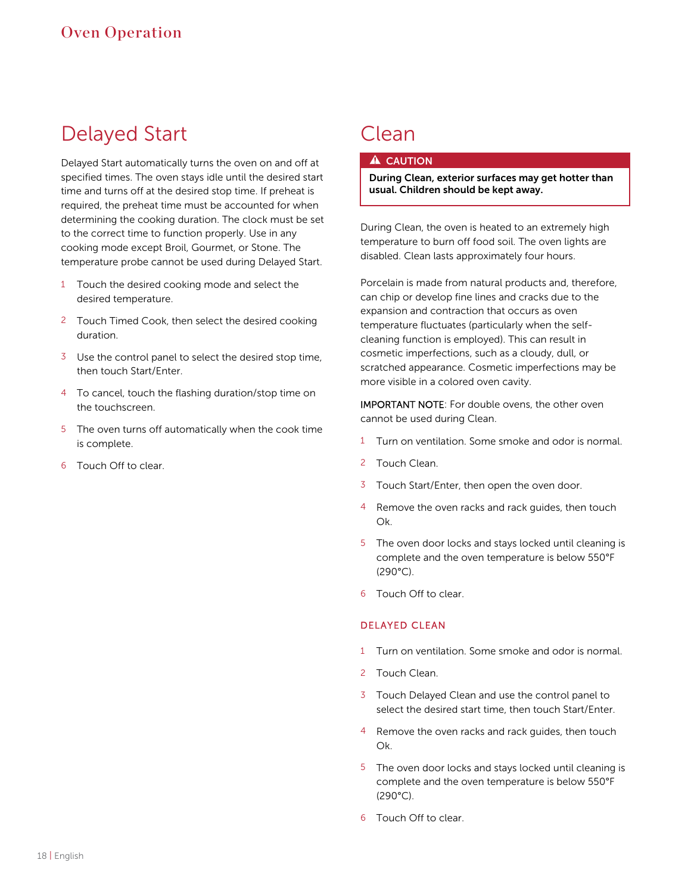# Oven Operation

## Delayed Start

Delayed Start automatically turns the oven on and off at specified times. The oven stays idle until the desired start time and turns off at the desired stop time. If preheat is required, the preheat time must be accounted for when determining the cooking duration. The clock must be set to the correct time to function properly. Use in any cooking mode except Broil, Gourmet, or Stone. The temperature probe cannot be used during Delayed Start.

1. Touch the desired cooking mode and select the desired temperature.
2. Touch Timed Cook, then select the desired cooking duration.
3. Use the control panel to select the desired stop time, then touch Start/Enter.
4. To cancel, touch the flashing duration/stop time on the touchscreen.
5. The oven turns off automatically when the cook time is complete.
6. Touch Off to clear.

## Clean

> ⚠ **CAUTION**
>
> **During Clean, exterior surfaces may get hotter than usual. Children should be kept away.**

During Clean, the oven is heated to an extremely high temperature to burn off food soil. The oven lights are disabled. Clean lasts approximately four hours.

Porcelain is made from natural products and, therefore, can chip or develop fine lines and cracks due to the expansion and contraction that occurs as oven temperature fluctuates (particularly when the self-cleaning function is employed). This can result in cosmetic imperfections, such as a cloudy, dull, or scratched appearance. Cosmetic imperfections may be more visible in a colored oven cavity.

IMPORTANT NOTE: For double ovens, the other oven cannot be used during Clean.

1. Turn on ventilation. Some smoke and odor is normal.
2. Touch Clean.
3. Touch Start/Enter, then open the oven door.
4. Remove the oven racks and rack guides, then touch Ok.
5. The oven door locks and stays locked until cleaning is complete and the oven temperature is below 550°F (290°C).
6. Touch Off to clear.

### DELAYED CLEAN

1. Turn on ventilation. Some smoke and odor is normal.
2. Touch Clean.
3. Touch Delayed Clean and use the control panel to select the desired start time, then touch Start/Enter.
4. Remove the oven racks and rack guides, then touch Ok.
5. The oven door locks and stays locked until cleaning is complete and the oven temperature is below 550°F (290°C).
6. Touch Off to clear.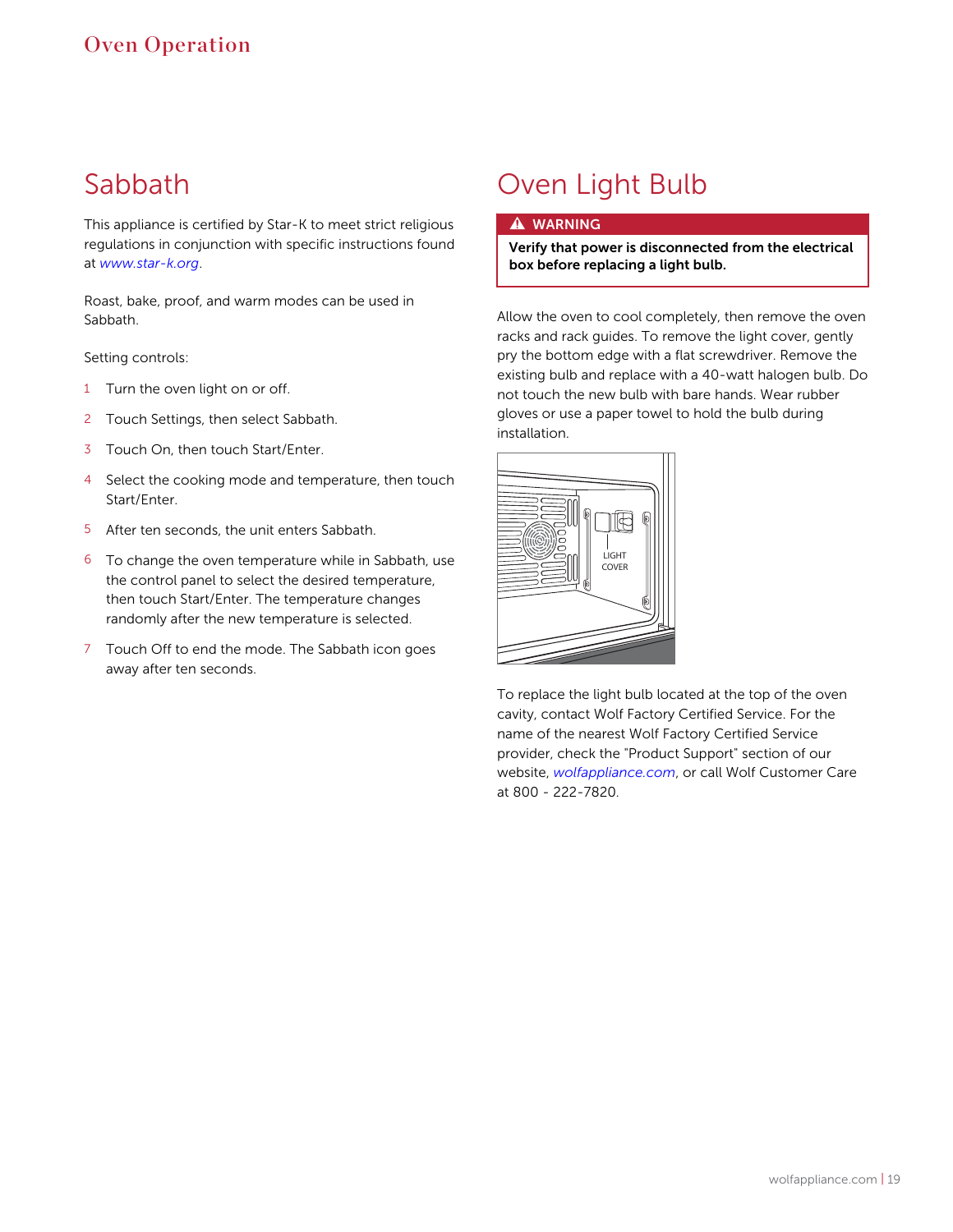# Oven Operation

## Sabbath

This appliance is certified by Star-K to meet strict religious regulations in conjunction with specific instructions found at *www.star-k.org*.

Roast, bake, proof, and warm modes can be used in Sabbath.

Setting controls:

1. Turn the oven light on or off.
2. Touch Settings, then select Sabbath.
3. Touch On, then touch Start/Enter.
4. Select the cooking mode and temperature, then touch Start/Enter.
5. After ten seconds, the unit enters Sabbath.
6. To change the oven temperature while in Sabbath, use the control panel to select the desired temperature, then touch Start/Enter. The temperature changes randomly after the new temperature is selected.
7. Touch Off to end the mode. The Sabbath icon goes away after ten seconds.

## Oven Light Bulb

**⚠ WARNING**

**Verify that power is disconnected from the electrical box before replacing a light bulb.**

Allow the oven to cool completely, then remove the oven racks and rack guides. To remove the light cover, gently pry the bottom edge with a flat screwdriver. Remove the existing bulb and replace with a 40-watt halogen bulb. Do not touch the new bulb with bare hands. Wear rubber gloves or use a paper towel to hold the bulb during installation.

LIGHT COVER

To replace the light bulb located at the top of the oven cavity, contact Wolf Factory Certified Service. For the name of the nearest Wolf Factory Certified Service provider, check the "Product Support" section of our website, *wolfappliance.com*, or call Wolf Customer Care at 800 - 222-7820.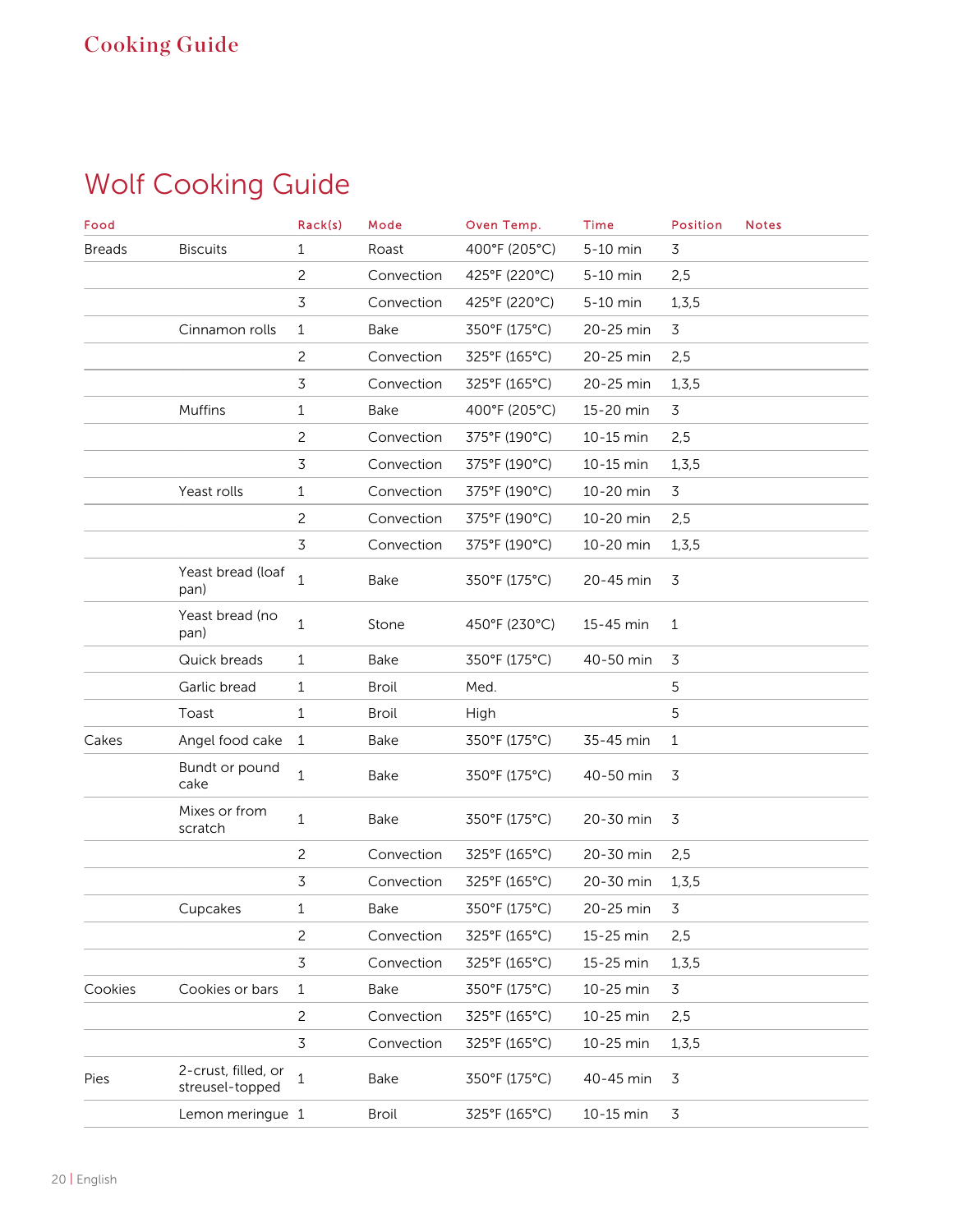# Wolf Cooking Guide

| Food | | Rack(s) | Mode | Oven Temp. | Time | Position | Notes |
|---|---|---|---|---|---|---|---|
| Breads | Biscuits | 1 | Roast | 400°F (205°C) | 5-10 min | 3 | |
| | | 2 | Convection | 425°F (220°C) | 5-10 min | 2,5 | |
| | | 3 | Convection | 425°F (220°C) | 5-10 min | 1,3,5 | |
| | Cinnamon rolls | 1 | Bake | 350°F (175°C) | 20-25 min | 3 | |
| | | 2 | Convection | 325°F (165°C) | 20-25 min | 2,5 | |
| | | 3 | Convection | 325°F (165°C) | 20-25 min | 1,3,5 | |
| | Muffins | 1 | Bake | 400°F (205°C) | 15-20 min | 3 | |
| | | 2 | Convection | 375°F (190°C) | 10-15 min | 2,5 | |
| | | 3 | Convection | 375°F (190°C) | 10-15 min | 1,3,5 | |
| | Yeast rolls | 1 | Convection | 375°F (190°C) | 10-20 min | 3 | |
| | | 2 | Convection | 375°F (190°C) | 10-20 min | 2,5 | |
| | | 3 | Convection | 375°F (190°C) | 10-20 min | 1,3,5 | |
| | Yeast bread (loaf pan) | 1 | Bake | 350°F (175°C) | 20-45 min | 3 | |
| | Yeast bread (no pan) | 1 | Stone | 450°F (230°C) | 15-45 min | 1 | |
| | Quick breads | 1 | Bake | 350°F (175°C) | 40-50 min | 3 | |
| | Garlic bread | 1 | Broil | Med. | | 5 | |
| | Toast | 1 | Broil | High | | 5 | |
| Cakes | Angel food cake | 1 | Bake | 350°F (175°C) | 35-45 min | 1 | |
| | Bundt or pound cake | 1 | Bake | 350°F (175°C) | 40-50 min | 3 | |
| | Mixes or from scratch | 1 | Bake | 350°F (175°C) | 20-30 min | 3 | |
| | | 2 | Convection | 325°F (165°C) | 20-30 min | 2,5 | |
| | | 3 | Convection | 325°F (165°C) | 20-30 min | 1,3,5 | |
| | Cupcakes | 1 | Bake | 350°F (175°C) | 20-25 min | 3 | |
| | | 2 | Convection | 325°F (165°C) | 15-25 min | 2,5 | |
| | | 3 | Convection | 325°F (165°C) | 15-25 min | 1,3,5 | |
| Cookies | Cookies or bars | 1 | Bake | 350°F (175°C) | 10-25 min | 3 | |
| | | 2 | Convection | 325°F (165°C) | 10-25 min | 2,5 | |
| | | 3 | Convection | 325°F (165°C) | 10-25 min | 1,3,5 | |
| Pies | 2-crust, filled, or streusel-topped | 1 | Bake | 350°F (175°C) | 40-45 min | 3 | |
| | Lemon meringue | 1 | Broil | 325°F (165°C) | 10-15 min | 3 | |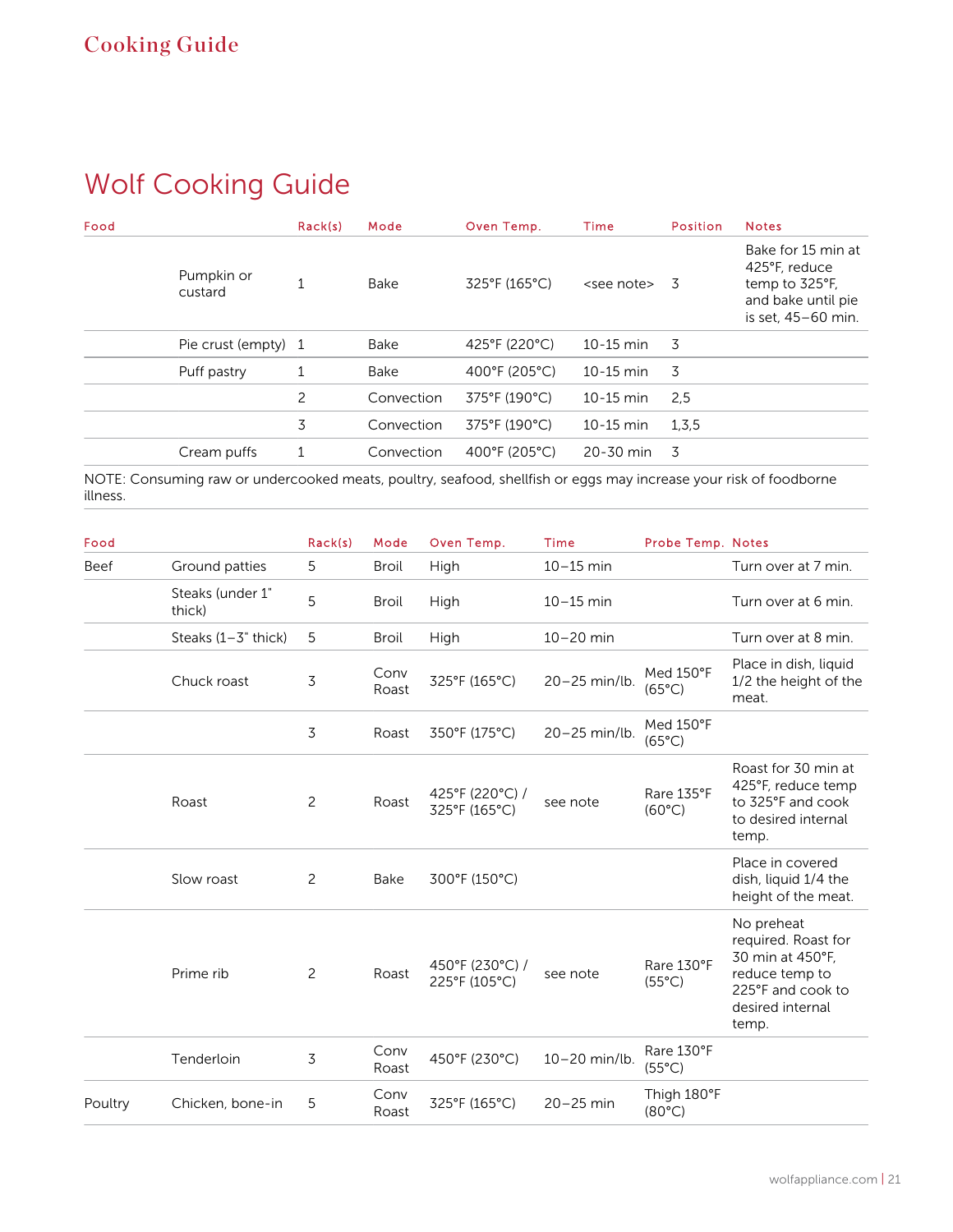# Wolf Cooking Guide

| Food | | Rack(s) | Mode | Oven Temp. | Time | Position | Notes |
|---|---|---|---|---|---|---|---|
| | Pumpkin or custard | 1 | Bake | 325°F (165°C) | <see note> | 3 | Bake for 15 min at 425°F, reduce temp to 325°F, and bake until pie is set, 45–60 min. |
| | Pie crust (empty) | 1 | Bake | 425°F (220°C) | 10-15 min | 3 | |
| | Puff pastry | 1 | Bake | 400°F (205°C) | 10-15 min | 3 | |
| | | 2 | Convection | 375°F (190°C) | 10-15 min | 2,5 | |
| | | 3 | Convection | 375°F (190°C) | 10-15 min | 1,3,5 | |
| | Cream puffs | 1 | Convection | 400°F (205°C) | 20-30 min | 3 | |

NOTE: Consuming raw or undercooked meats, poultry, seafood, shellfish or eggs may increase your risk of foodborne illness.

| Food | | Rack(s) | Mode | Oven Temp. | Time | Probe Temp. | Notes |
|---|---|---|---|---|---|---|---|
| Beef | Ground patties | 5 | Broil | High | 10–15 min | | Turn over at 7 min. |
| | Steaks (under 1" thick) | 5 | Broil | High | 10–15 min | | Turn over at 6 min. |
| | Steaks (1–3" thick) | 5 | Broil | High | 10–20 min | | Turn over at 8 min. |
| | Chuck roast | 3 | Conv Roast | 325°F (165°C) | 20–25 min/lb. | Med 150°F (65°C) | Place in dish, liquid 1/2 the height of the meat. |
| | | 3 | Roast | 350°F (175°C) | 20–25 min/lb. | Med 150°F (65°C) | |
| | Roast | 2 | Roast | 425°F (220°C) / 325°F (165°C) | see note | Rare 135°F (60°C) | Roast for 30 min at 425°F, reduce temp to 325°F and cook to desired internal temp. |
| | Slow roast | 2 | Bake | 300°F (150°C) | | | Place in covered dish, liquid 1/4 the height of the meat. |
| | Prime rib | 2 | Roast | 450°F (230°C) / 225°F (105°C) | see note | Rare 130°F (55°C) | No preheat required. Roast for 30 min at 450°F, reduce temp to 225°F and cook to desired internal temp. |
| | Tenderloin | 3 | Conv Roast | 450°F (230°C) | 10–20 min/lb. | Rare 130°F (55°C) | |
| Poultry | Chicken, bone-in | 5 | Conv Roast | 325°F (165°C) | 20–25 min | Thigh 180°F (80°C) | |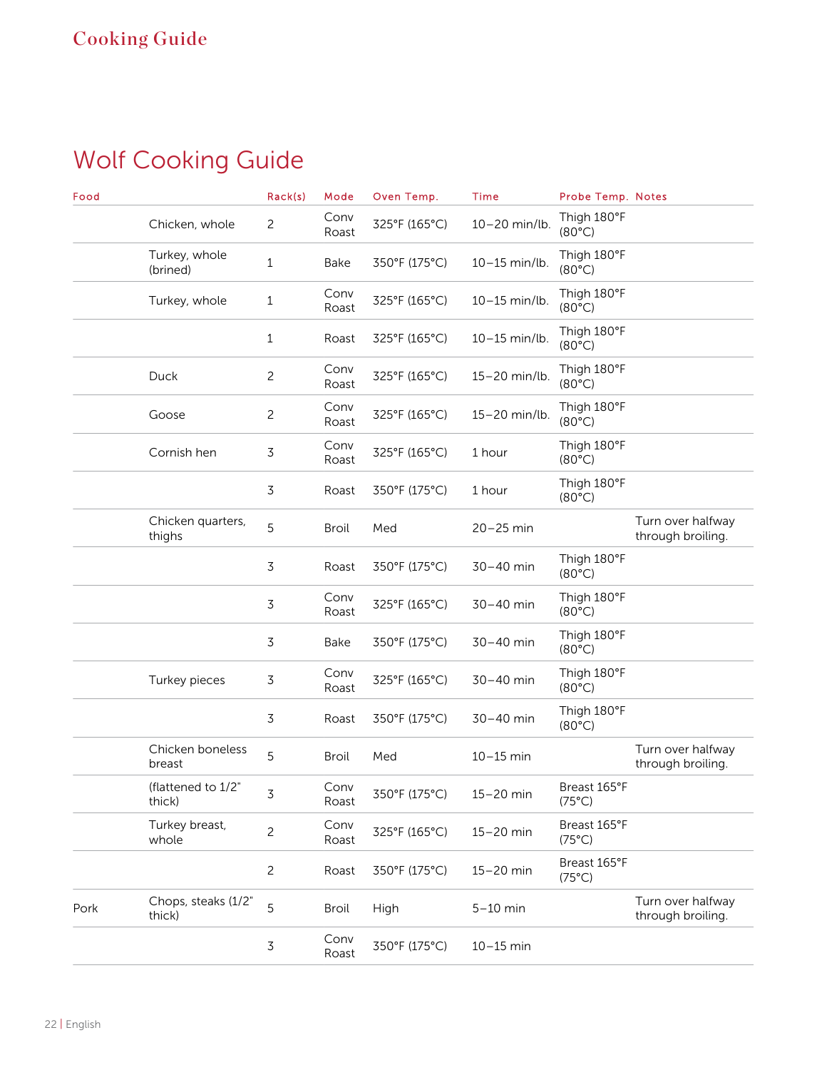## Wolf Cooking Guide

| Food | | Rack(s) | Mode | Oven Temp. | Time | Probe Temp. | Notes |
|---|---|---|---|---|---|---|---|
| | Chicken, whole | 2 | Conv Roast | 325°F (165°C) | 10–20 min/lb. | Thigh 180°F (80°C) | |
| | Turkey, whole (brined) | 1 | Bake | 350°F (175°C) | 10–15 min/lb. | Thigh 180°F (80°C) | |
| | Turkey, whole | 1 | Conv Roast | 325°F (165°C) | 10–15 min/lb. | Thigh 180°F (80°C) | |
| | | 1 | Roast | 325°F (165°C) | 10–15 min/lb. | Thigh 180°F (80°C) | |
| | Duck | 2 | Conv Roast | 325°F (165°C) | 15–20 min/lb. | Thigh 180°F (80°C) | |
| | Goose | 2 | Conv Roast | 325°F (165°C) | 15–20 min/lb. | Thigh 180°F (80°C) | |
| | Cornish hen | 3 | Conv Roast | 325°F (165°C) | 1 hour | Thigh 180°F (80°C) | |
| | | 3 | Roast | 350°F (175°C) | 1 hour | Thigh 180°F (80°C) | |
| | Chicken quarters, thighs | 5 | Broil | Med | 20–25 min | | Turn over halfway through broiling. |
| | | 3 | Roast | 350°F (175°C) | 30–40 min | Thigh 180°F (80°C) | |
| | | 3 | Conv Roast | 325°F (165°C) | 30–40 min | Thigh 180°F (80°C) | |
| | | 3 | Bake | 350°F (175°C) | 30–40 min | Thigh 180°F (80°C) | |
| | Turkey pieces | 3 | Conv Roast | 325°F (165°C) | 30–40 min | Thigh 180°F (80°C) | |
| | | 3 | Roast | 350°F (175°C) | 30–40 min | Thigh 180°F (80°C) | |
| | Chicken boneless breast | 5 | Broil | Med | 10–15 min | | Turn over halfway through broiling. |
| | (flattened to 1/2" thick) | 3 | Conv Roast | 350°F (175°C) | 15–20 min | Breast 165°F (75°C) | |
| | Turkey breast, whole | 2 | Conv Roast | 325°F (165°C) | 15–20 min | Breast 165°F (75°C) | |
| | | 2 | Roast | 350°F (175°C) | 15–20 min | Breast 165°F (75°C) | |
| Pork | Chops, steaks (1/2" thick) | 5 | Broil | High | 5–10 min | | Turn over halfway through broiling. |
| | | 3 | Conv Roast | 350°F (175°C) | 10–15 min | | |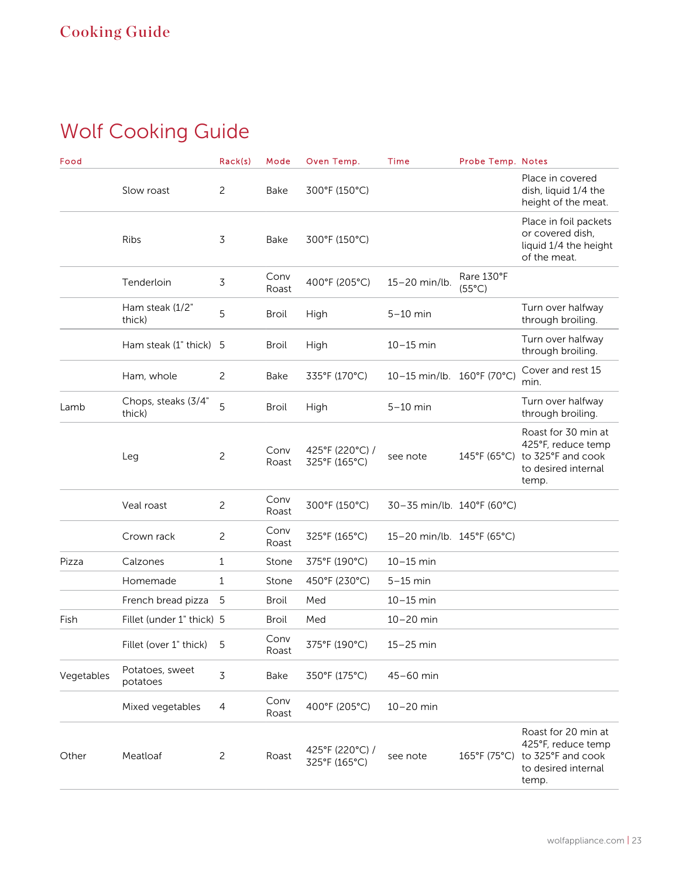## Wolf Cooking Guide

| Food | | Rack(s) | Mode | Oven Temp. | Time | Probe Temp. | Notes |
|---|---|---|---|---|---|---|---|
| | Slow roast | 2 | Bake | 300°F (150°C) | | | Place in covered dish, liquid 1/4 the height of the meat. |
| | Ribs | 3 | Bake | 300°F (150°C) | | | Place in foil packets or covered dish, liquid 1/4 the height of the meat. |
| | Tenderloin | 3 | Conv Roast | 400°F (205°C) | 15–20 min/lb. | Rare 130°F (55°C) | |
| | Ham steak (1/2" thick) | 5 | Broil | High | 5–10 min | | Turn over halfway through broiling. |
| | Ham steak (1" thick) | 5 | Broil | High | 10–15 min | | Turn over halfway through broiling. |
| | Ham, whole | 2 | Bake | 335°F (170°C) | 10–15 min/lb. | 160°F (70°C) | Cover and rest 15 min. |
| Lamb | Chops, steaks (3/4" thick) | 5 | Broil | High | 5–10 min | | Turn over halfway through broiling. |
| | Leg | 2 | Conv Roast | 425°F (220°C) / 325°F (165°C) | see note | 145°F (65°C) | Roast for 30 min at 425°F, reduce temp to 325°F and cook to desired internal temp. |
| | Veal roast | 2 | Conv Roast | 300°F (150°C) | 30–35 min/lb. | 140°F (60°C) | |
| | Crown rack | 2 | Conv Roast | 325°F (165°C) | 15–20 min/lb. | 145°F (65°C) | |
| Pizza | Calzones | 1 | Stone | 375°F (190°C) | 10–15 min | | |
| | Homemade | 1 | Stone | 450°F (230°C) | 5–15 min | | |
| | French bread pizza | 5 | Broil | Med | 10–15 min | | |
| Fish | Fillet (under 1" thick) | 5 | Broil | Med | 10–20 min | | |
| | Fillet (over 1" thick) | 5 | Conv Roast | 375°F (190°C) | 15–25 min | | |
| Vegetables | Potatoes, sweet potatoes | 3 | Bake | 350°F (175°C) | 45–60 min | | |
| | Mixed vegetables | 4 | Conv Roast | 400°F (205°C) | 10–20 min | | |
| Other | Meatloaf | 2 | Roast | 425°F (220°C) / 325°F (165°C) | see note | 165°F (75°C) | Roast for 20 min at 425°F, reduce temp to 325°F and cook to desired internal temp. |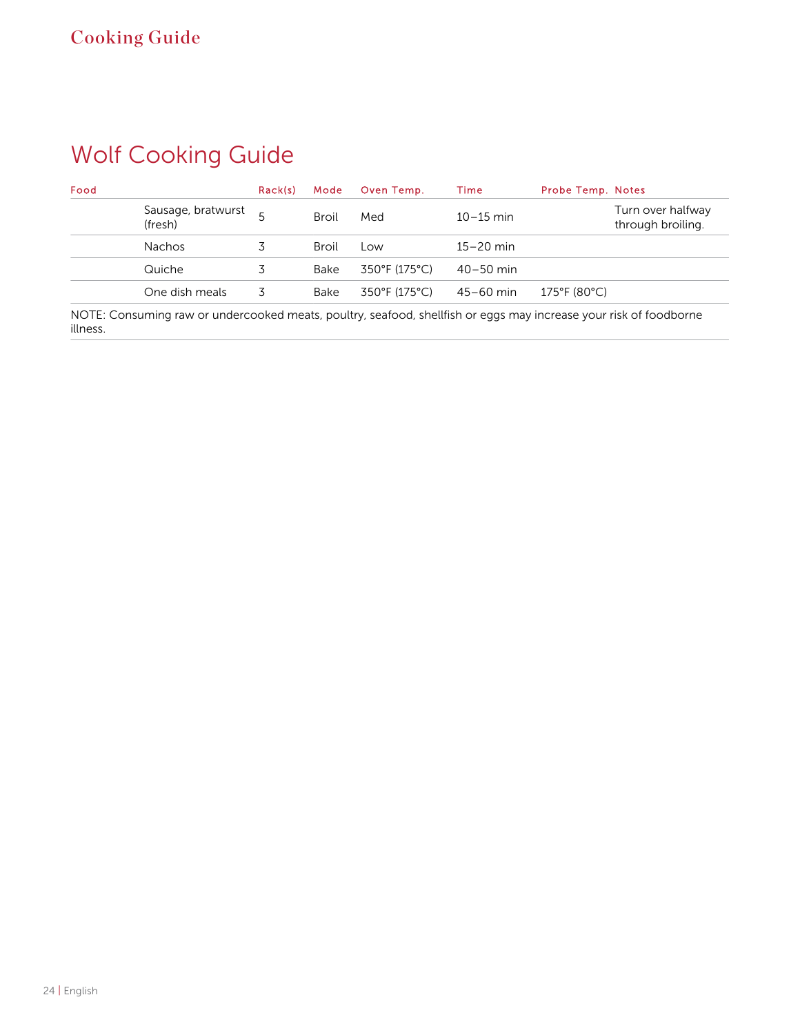# Wolf Cooking Guide

| Food | | Rack(s) | Mode | Oven Temp. | Time | Probe Temp. | Notes |
|---|---|---|---|---|---|---|---|
| | Sausage, bratwurst (fresh) | 5 | Broil | Med | 10–15 min | | Turn over halfway through broiling. |
| | Nachos | 3 | Broil | Low | 15–20 min | | |
| | Quiche | 3 | Bake | 350°F (175°C) | 40–50 min | | |
| | One dish meals | 3 | Bake | 350°F (175°C) | 45–60 min | 175°F (80°C) | |

NOTE: Consuming raw or undercooked meats, poultry, seafood, shellfish or eggs may increase your risk of foodborne illness.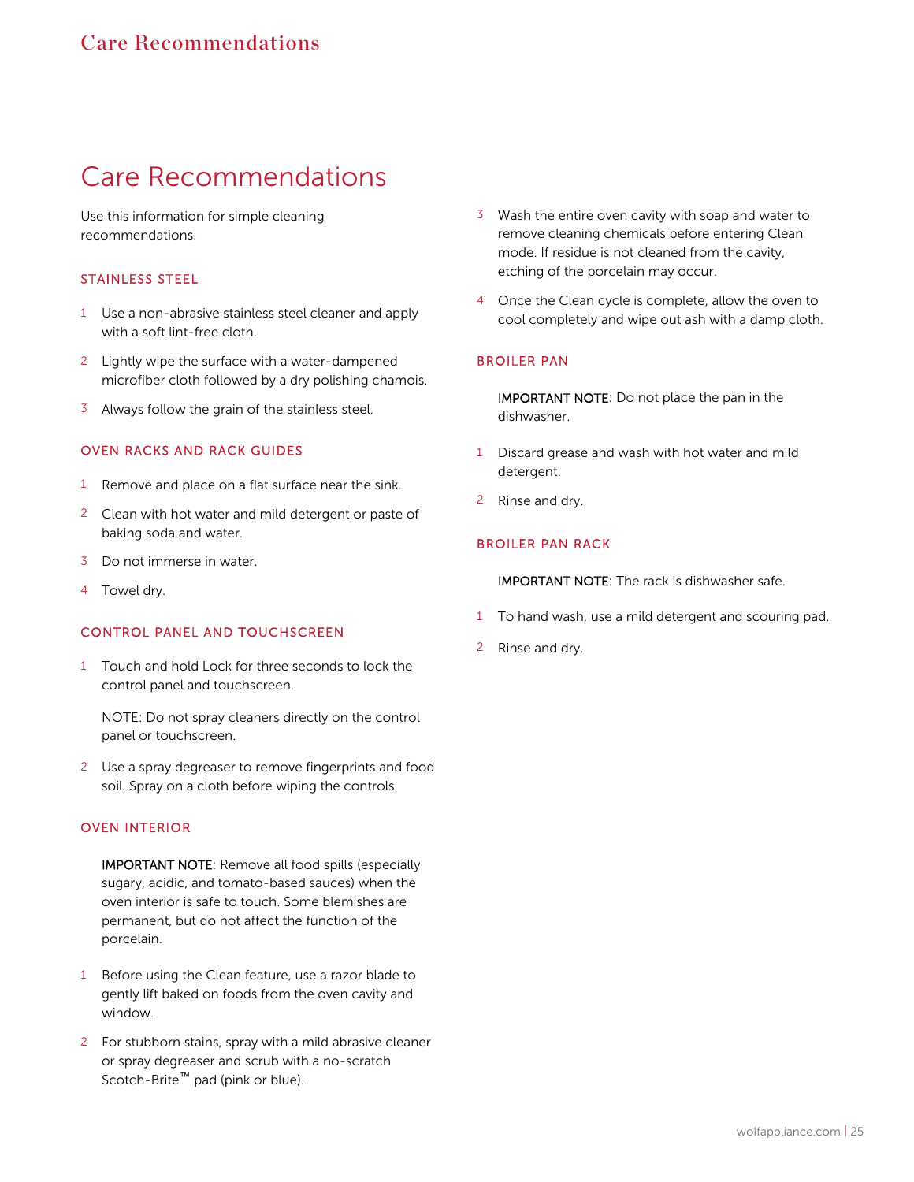# Care Recommendations

Use this information for simple cleaning recommendations.

### STAINLESS STEEL

1. Use a non-abrasive stainless steel cleaner and apply with a soft lint-free cloth.
2. Lightly wipe the surface with a water-dampened microfiber cloth followed by a dry polishing chamois.
3. Always follow the grain of the stainless steel.

### OVEN RACKS AND RACK GUIDES

1. Remove and place on a flat surface near the sink.
2. Clean with hot water and mild detergent or paste of baking soda and water.
3. Do not immerse in water.
4. Towel dry.

### CONTROL PANEL AND TOUCHSCREEN

1. Touch and hold Lock for three seconds to lock the control panel and touchscreen.

   NOTE: Do not spray cleaners directly on the control panel or touchscreen.

2. Use a spray degreaser to remove fingerprints and food soil. Spray on a cloth before wiping the controls.

### OVEN INTERIOR

IMPORTANT NOTE: Remove all food spills (especially sugary, acidic, and tomato-based sauces) when the oven interior is safe to touch. Some blemishes are permanent, but do not affect the function of the porcelain.

1. Before using the Clean feature, use a razor blade to gently lift baked on foods from the oven cavity and window.
2. For stubborn stains, spray with a mild abrasive cleaner or spray degreaser and scrub with a no-scratch Scotch-Brite™ pad (pink or blue).
3. Wash the entire oven cavity with soap and water to remove cleaning chemicals before entering Clean mode. If residue is not cleaned from the cavity, etching of the porcelain may occur.
4. Once the Clean cycle is complete, allow the oven to cool completely and wipe out ash with a damp cloth.

### BROILER PAN

IMPORTANT NOTE: Do not place the pan in the dishwasher.

1. Discard grease and wash with hot water and mild detergent.
2. Rinse and dry.

### BROILER PAN RACK

IMPORTANT NOTE: The rack is dishwasher safe.

1. To hand wash, use a mild detergent and scouring pad.
2. Rinse and dry.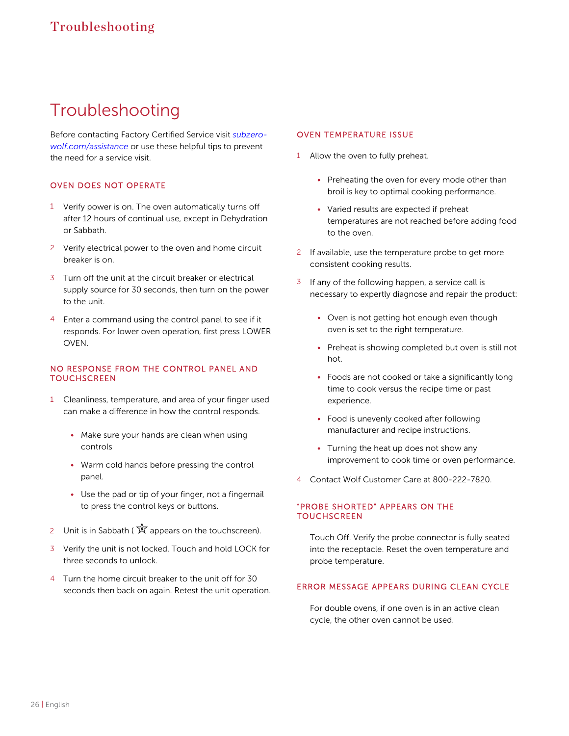# Troubleshooting

Before contacting Factory Certified Service visit *subzero-wolf.com/assistance* or use these helpful tips to prevent the need for a service visit.

### OVEN DOES NOT OPERATE

1. Verify power is on. The oven automatically turns off after 12 hours of continual use, except in Dehydration or Sabbath.
2. Verify electrical power to the oven and home circuit breaker is on.
3. Turn off the unit at the circuit breaker or electrical supply source for 30 seconds, then turn on the power to the unit.
4. Enter a command using the control panel to see if it responds. For lower oven operation, first press LOWER OVEN.

### NO RESPONSE FROM THE CONTROL PANEL AND TOUCHSCREEN

1. Cleanliness, temperature, and area of your finger used can make a difference in how the control responds.
   - Make sure your hands are clean when using controls
   - Warm cold hands before pressing the control panel.
   - Use the pad or tip of your finger, not a fingernail to press the control keys or buttons.
2. Unit is in Sabbath ( ✡ appears on the touchscreen).
3. Verify the unit is not locked. Touch and hold LOCK for three seconds to unlock.
4. Turn the home circuit breaker to the unit off for 30 seconds then back on again. Retest the unit operation.

### OVEN TEMPERATURE ISSUE

1. Allow the oven to fully preheat.
   - Preheating the oven for every mode other than broil is key to optimal cooking performance.
   - Varied results are expected if preheat temperatures are not reached before adding food to the oven.
2. If available, use the temperature probe to get more consistent cooking results.
3. If any of the following happen, a service call is necessary to expertly diagnose and repair the product:
   - Oven is not getting hot enough even though oven is set to the right temperature.
   - Preheat is showing completed but oven is still not hot.
   - Foods are not cooked or take a significantly long time to cook versus the recipe time or past experience.
   - Food is unevenly cooked after following manufacturer and recipe instructions.
   - Turning the heat up does not show any improvement to cook time or oven performance.
4. Contact Wolf Customer Care at 800-222-7820.

### "PROBE SHORTED" APPEARS ON THE TOUCHSCREEN

Touch Off. Verify the probe connector is fully seated into the receptacle. Reset the oven temperature and probe temperature.

### ERROR MESSAGE APPEARS DURING CLEAN CYCLE

For double ovens, if one oven is in an active clean cycle, the other oven cannot be used.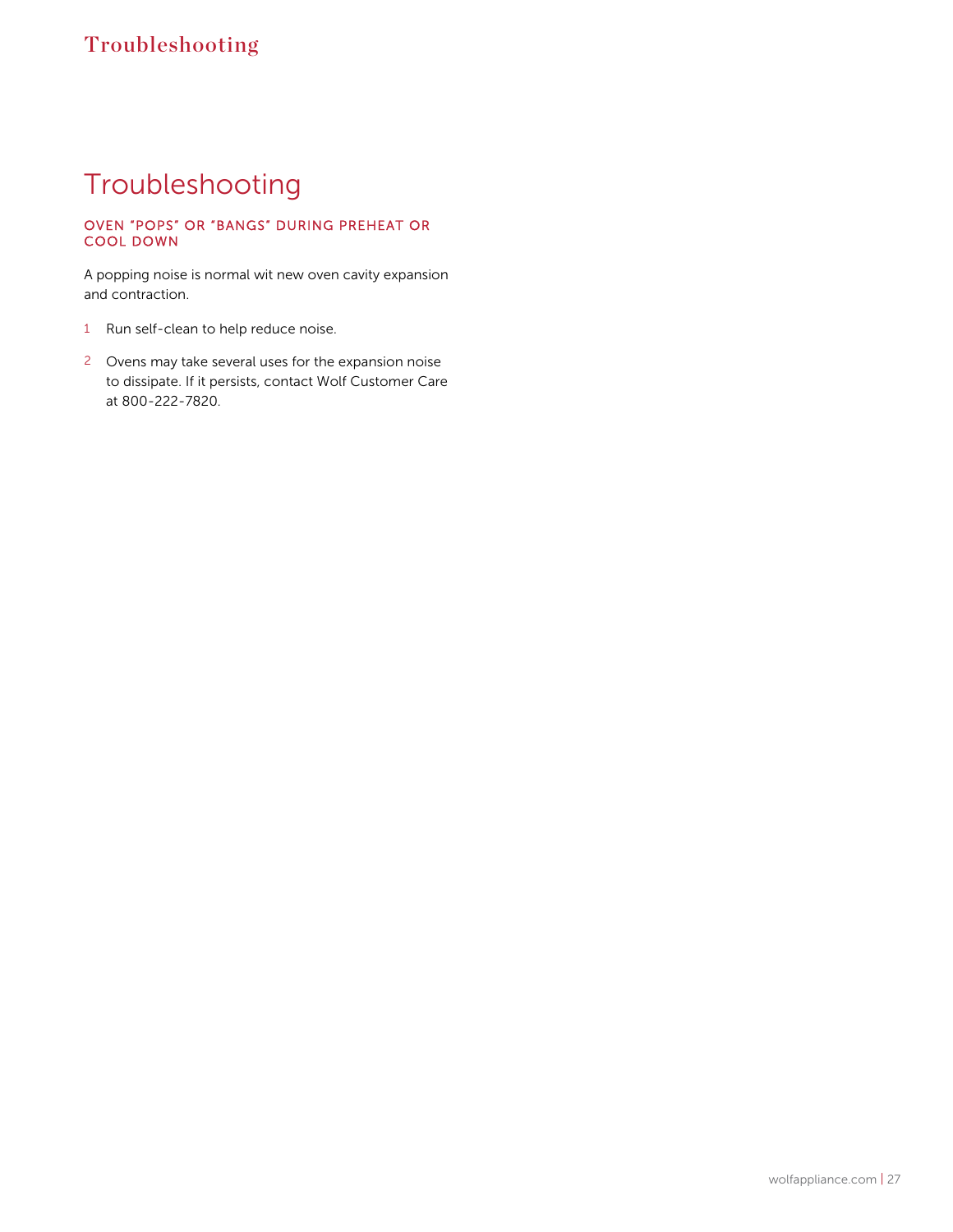# Troubleshooting

### OVEN "POPS" OR "BANGS" DURING PREHEAT OR COOL DOWN

A popping noise is normal wit new oven cavity expansion and contraction.

1. Run self-clean to help reduce noise.
2. Ovens may take several uses for the expansion noise to dissipate. If it persists, contact Wolf Customer Care at 800-222-7820.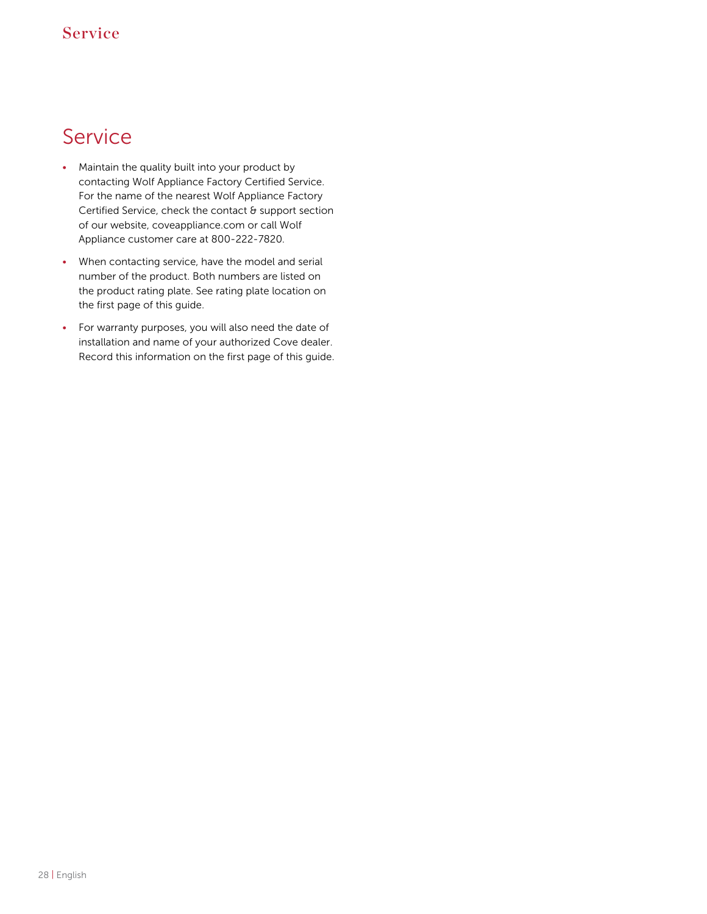# Service

- Maintain the quality built into your product by contacting Wolf Appliance Factory Certified Service. For the name of the nearest Wolf Appliance Factory Certified Service, check the contact & support section of our website, coveappliance.com or call Wolf Appliance customer care at 800-222-7820.
- When contacting service, have the model and serial number of the product. Both numbers are listed on the product rating plate. See rating plate location on the first page of this guide.
- For warranty purposes, you will also need the date of installation and name of your authorized Cove dealer. Record this information on the first page of this guide.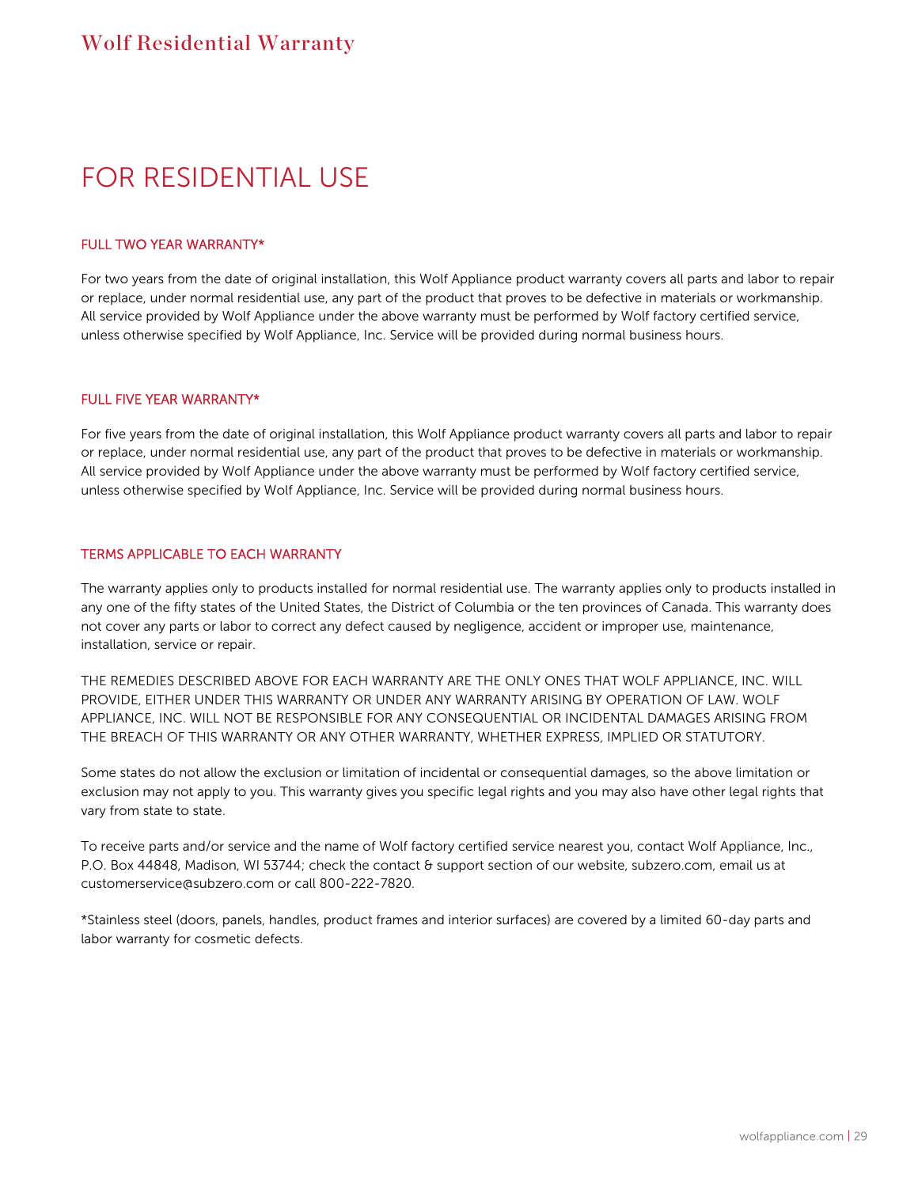# Wolf Residential Warranty

## FOR RESIDENTIAL USE

### FULL TWO YEAR WARRANTY*

For two years from the date of original installation, this Wolf Appliance product warranty covers all parts and labor to repair or replace, under normal residential use, any part of the product that proves to be defective in materials or workmanship. All service provided by Wolf Appliance under the above warranty must be performed by Wolf factory certified service, unless otherwise specified by Wolf Appliance, Inc. Service will be provided during normal business hours.

### FULL FIVE YEAR WARRANTY*

For five years from the date of original installation, this Wolf Appliance product warranty covers all parts and labor to repair or replace, under normal residential use, any part of the product that proves to be defective in materials or workmanship. All service provided by Wolf Appliance under the above warranty must be performed by Wolf factory certified service, unless otherwise specified by Wolf Appliance, Inc. Service will be provided during normal business hours.

### TERMS APPLICABLE TO EACH WARRANTY

The warranty applies only to products installed for normal residential use. The warranty applies only to products installed in any one of the fifty states of the United States, the District of Columbia or the ten provinces of Canada. This warranty does not cover any parts or labor to correct any defect caused by negligence, accident or improper use, maintenance, installation, service or repair.

THE REMEDIES DESCRIBED ABOVE FOR EACH WARRANTY ARE THE ONLY ONES THAT WOLF APPLIANCE, INC. WILL PROVIDE, EITHER UNDER THIS WARRANTY OR UNDER ANY WARRANTY ARISING BY OPERATION OF LAW. WOLF APPLIANCE, INC. WILL NOT BE RESPONSIBLE FOR ANY CONSEQUENTIAL OR INCIDENTAL DAMAGES ARISING FROM THE BREACH OF THIS WARRANTY OR ANY OTHER WARRANTY, WHETHER EXPRESS, IMPLIED OR STATUTORY.

Some states do not allow the exclusion or limitation of incidental or consequential damages, so the above limitation or exclusion may not apply to you. This warranty gives you specific legal rights and you may also have other legal rights that vary from state to state.

To receive parts and/or service and the name of Wolf factory certified service nearest you, contact Wolf Appliance, Inc., P.O. Box 44848, Madison, WI 53744; check the contact & support section of our website, subzero.com, email us at customerservice@subzero.com or call 800-222-7820.

*Stainless steel (doors, panels, handles, product frames and interior surfaces) are covered by a limited 60-day parts and labor warranty for cosmetic defects.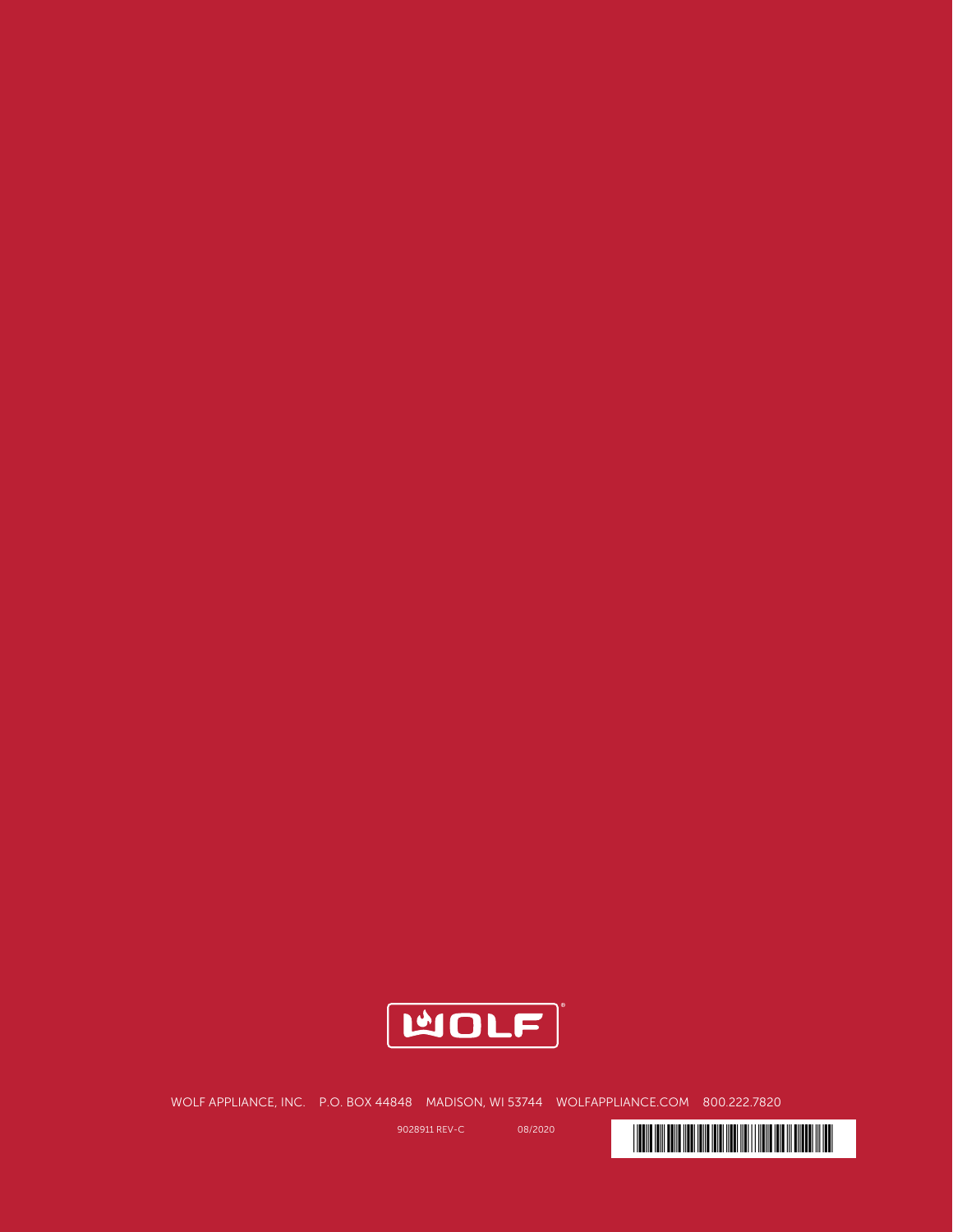WOLF

WOLF APPLIANCE, INC. P.O. BOX 44848 MADISON, WI 53744 WOLFAPPLIANCE.COM 800.222.7820

9028911 REV-C 08/2020